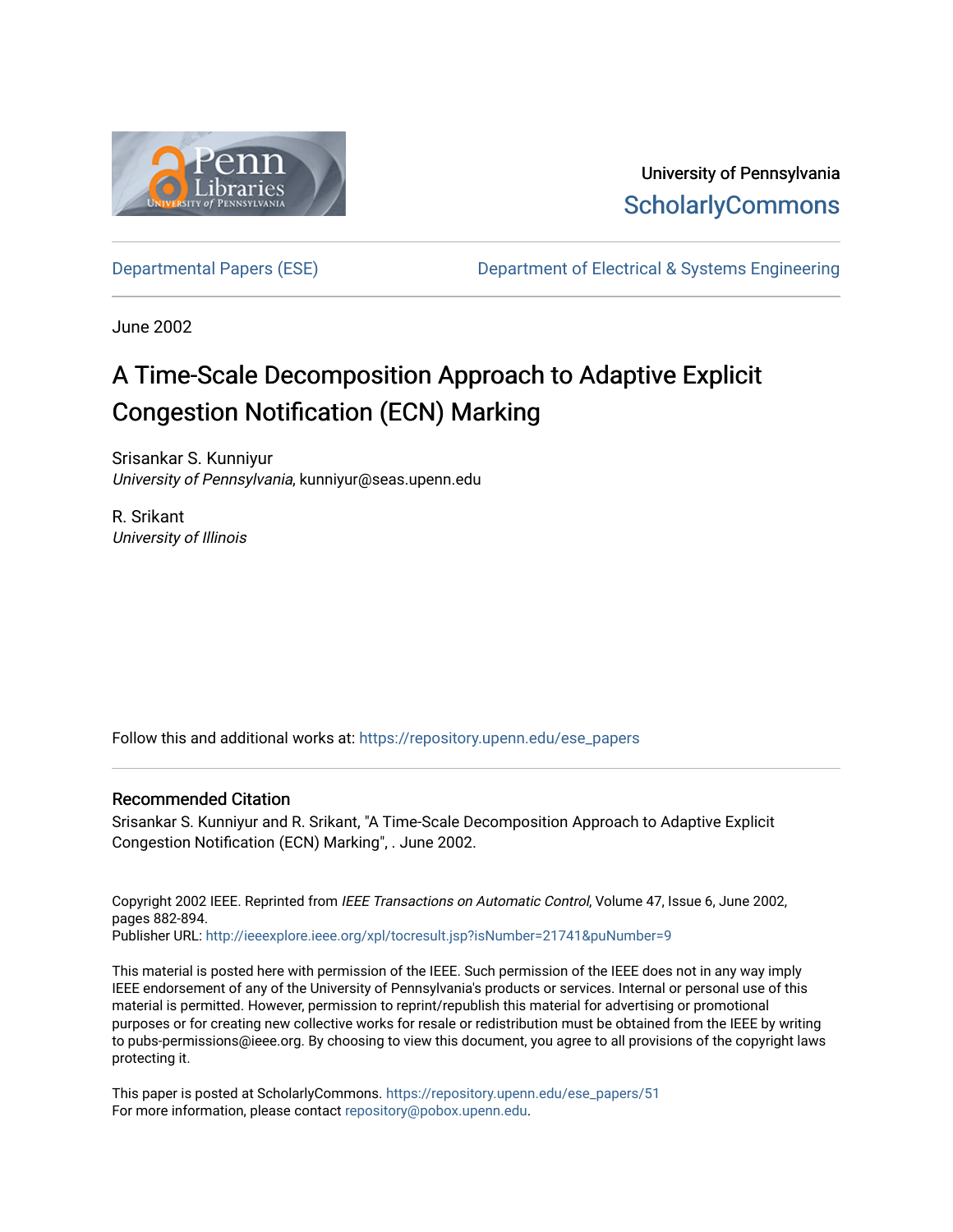University of Pennsylvania
ScholarlyCommons

Departmental Papers (ESE) Department of Electrical & Systems Engineering

June 2002

# A Time-Scale Decomposition Approach to Adaptive Explicit Congestion Notification (ECN) Marking

Srisankar S. Kunniyur
*University of Pennsylvania*, kunniyur@seas.upenn.edu

R. Srikant
*University of Illinois*

Follow this and additional works at: https://repository.upenn.edu/ese_papers

## Recommended Citation

Srisankar S. Kunniyur and R. Srikant, "A Time-Scale Decomposition Approach to Adaptive Explicit Congestion Notification (ECN) Marking", . June 2002.

Copyright 2002 IEEE. Reprinted from *IEEE Transactions on Automatic Control*, Volume 47, Issue 6, June 2002, pages 882-894.
Publisher URL: http://ieeexplore.ieee.org/xpl/tocresult.jsp?isNumber=21741&puNumber=9

This material is posted here with permission of the IEEE. Such permission of the IEEE does not in any way imply IEEE endorsement of any of the University of Pennsylvania's products or services. Internal or personal use of this material is permitted. However, permission to reprint/republish this material for advertising or promotional purposes or for creating new collective works for resale or redistribution must be obtained from the IEEE by writing to pubs-permissions@ieee.org. By choosing to view this document, you agree to all provisions of the copyright laws protecting it.

This paper is posted at ScholarlyCommons. https://repository.upenn.edu/ese_papers/51
For more information, please contact repository@pobox.upenn.edu.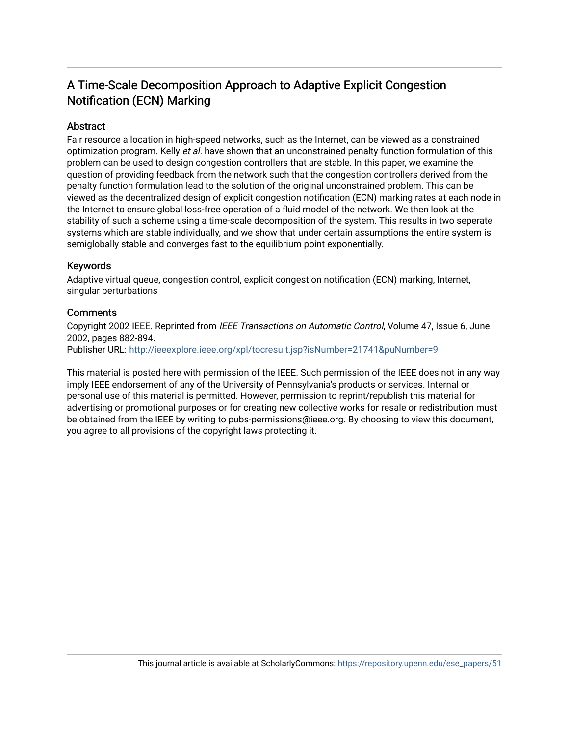# A Time-Scale Decomposition Approach to Adaptive Explicit Congestion Notification (ECN) Marking

## Abstract

Fair resource allocation in high-speed networks, such as the Internet, can be viewed as a constrained optimization program. Kelly *et al.* have shown that an unconstrained penalty function formulation of this problem can be used to design congestion controllers that are stable. In this paper, we examine the question of providing feedback from the network such that the congestion controllers derived from the penalty function formulation lead to the solution of the original unconstrained problem. This can be viewed as the decentralized design of explicit congestion notification (ECN) marking rates at each node in the Internet to ensure global loss-free operation of a fluid model of the network. We then look at the stability of such a scheme using a time-scale decomposition of the system. This results in two seperate systems which are stable individually, and we show that under certain assumptions the entire system is semiglobally stable and converges fast to the equilibrium point exponentially.

## Keywords

Adaptive virtual queue, congestion control, explicit congestion notification (ECN) marking, Internet, singular perturbations

## Comments

Copyright 2002 IEEE. Reprinted from *IEEE Transactions on Automatic Control*, Volume 47, Issue 6, June 2002, pages 882-894.
Publisher URL: http://ieeexplore.ieee.org/xpl/tocresult.jsp?isNumber=21741&puNumber=9

This material is posted here with permission of the IEEE. Such permission of the IEEE does not in any way imply IEEE endorsement of any of the University of Pennsylvania's products or services. Internal or personal use of this material is permitted. However, permission to reprint/republish this material for advertising or promotional purposes or for creating new collective works for resale or redistribution must be obtained from the IEEE by writing to pubs-permissions@ieee.org. By choosing to view this document, you agree to all provisions of the copyright laws protecting it.

This journal article is available at ScholarlyCommons: https://repository.upenn.edu/ese_papers/51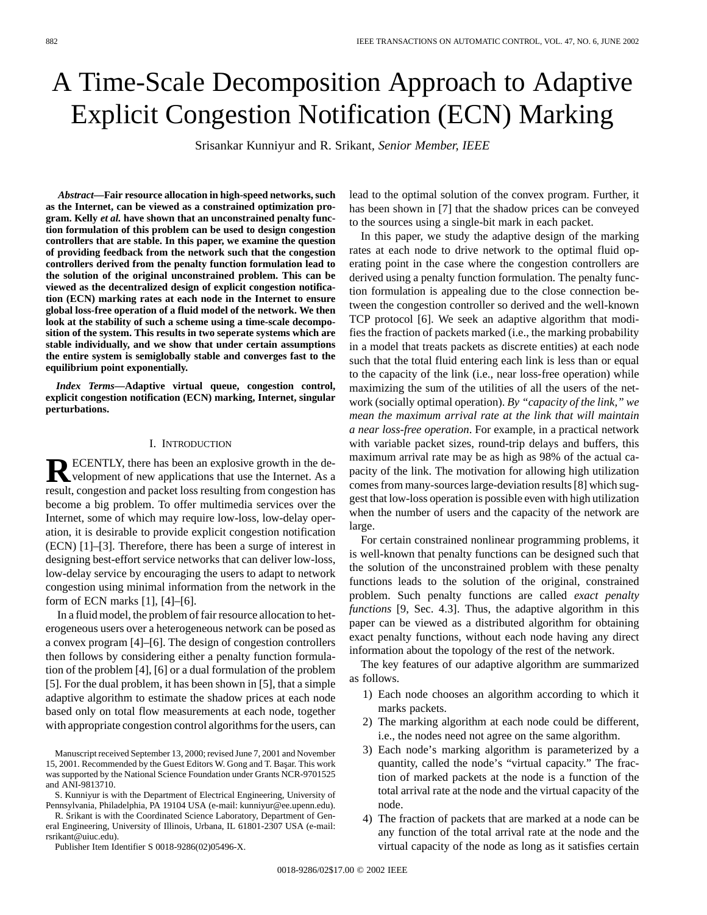# A Time-Scale Decomposition Approach to Adaptive Explicit Congestion Notification (ECN) Marking

Srisankar Kunniyur and R. Srikant, *Senior Member, IEEE*

***Abstract*—Fair resource allocation in high-speed networks, such as the Internet, can be viewed as a constrained optimization program. Kelly *et al.* have shown that an unconstrained penalty function formulation of this problem can be used to design congestion controllers that are stable. In this paper, we examine the question of providing feedback from the network such that the congestion controllers derived from the penalty function formulation lead to the solution of the original unconstrained problem. This can be viewed as the decentralized design of explicit congestion notification (ECN) marking rates at each node in the Internet to ensure global loss-free operation of a fluid model of the network. We then look at the stability of such a scheme using a time-scale decomposition of the system. This results in two seperate systems which are stable individually, and we show that under certain assumptions the entire system is semiglobally stable and converges fast to the equilibrium point exponentially.**

***Index Terms*—Adaptive virtual queue, congestion control, explicit congestion notification (ECN) marking, Internet, singular perturbations.**

## I. Introduction

Recently, there has been an explosive growth in the development of new applications that use the Internet. As a result, congestion and packet loss resulting from congestion has become a big problem. To offer multimedia services over the Internet, some of which may require low-loss, low-delay operation, it is desirable to provide explicit congestion notification (ECN) [1]–[3]. Therefore, there has been a surge of interest in designing best-effort service networks that can deliver low-loss, low-delay service by encouraging the users to adapt to network congestion using minimal information from the network in the form of ECN marks [1], [4]–[6].

In a fluid model, the problem of fair resource allocation to heterogeneous users over a heterogeneous network can be posed as a convex program [4]–[6]. The design of congestion controllers then follows by considering either a penalty function formulation of the problem [4], [6] or a dual formulation of the problem [5]. For the dual problem, it has been shown in [5], that a simple adaptive algorithm to estimate the shadow prices at each node based only on total flow measurements at each node, together with appropriate congestion control algorithms for the users, can lead to the optimal solution of the convex program. Further, it has been shown in [7] that the shadow prices can be conveyed to the sources using a single-bit mark in each packet.

In this paper, we study the adaptive design of the marking rates at each node to drive network to the optimal fluid operating point in the case where the congestion controllers are derived using a penalty function formulation. The penalty function formulation is appealing due to the close connection between the congestion controller so derived and the well-known TCP protocol [6]. We seek an adaptive algorithm that modifies the fraction of packets marked (i.e., the marking probability in a model that treats packets as discrete entities) at each node such that the total fluid entering each link is less than or equal to the capacity of the link (i.e., near loss-free operation) while maximizing the sum of the utilities of all the users of the network (socially optimal operation). *By "capacity of the link," we mean the maximum arrival rate at the link that will maintain a near loss-free operation*. For example, in a practical network with variable packet sizes, round-trip delays and buffers, this maximum arrival rate may be as high as 98% of the actual capacity of the link. The motivation for allowing high utilization comes from many-sources large-deviation results [8] which suggest that low-loss operation is possible even with high utilization when the number of users and the capacity of the network are large.

For certain constrained nonlinear programming problems, it is well-known that penalty functions can be designed such that the solution of the unconstrained problem with these penalty functions leads to the solution of the original, constrained problem. Such penalty functions are called *exact penalty functions* [9, Sec. 4.3]. Thus, the adaptive algorithm in this paper can be viewed as a distributed algorithm for obtaining exact penalty functions, without each node having any direct information about the topology of the rest of the network.

The key features of our adaptive algorithm are summarized as follows.

1) Each node chooses an algorithm according to which it marks packets.
2) The marking algorithm at each node could be different, i.e., the nodes need not agree on the same algorithm.
3) Each node's marking algorithm is parameterized by a quantity, called the node's "virtual capacity." The fraction of marked packets at the node is a function of the total arrival rate at the node and the virtual capacity of the node.
4) The fraction of packets that are marked at a node can be any function of the total arrival rate at the node and the virtual capacity of the node as long as it satisfies certain

Manuscript received September 13, 2000; revised June 7, 2001 and November 15, 2001. Recommended by the Guest Editors W. Gong and T. Başar. This work was supported by the National Science Foundation under Grants NCR-9701525 and ANI-9813710.

S. Kunniyur is with the Department of Electrical Engineering, University of Pennsylvania, Philadelphia, PA 19104 USA (e-mail: kunniyur@ee.upenn.edu).

R. Srikant is with the Coordinated Science Laboratory, Department of General Engineering, University of Illinois, Urbana, IL 61801-2307 USA (e-mail: rsrikant@uiuc.edu).

Publisher Item Identifier S 0018-9286(02)05496-X.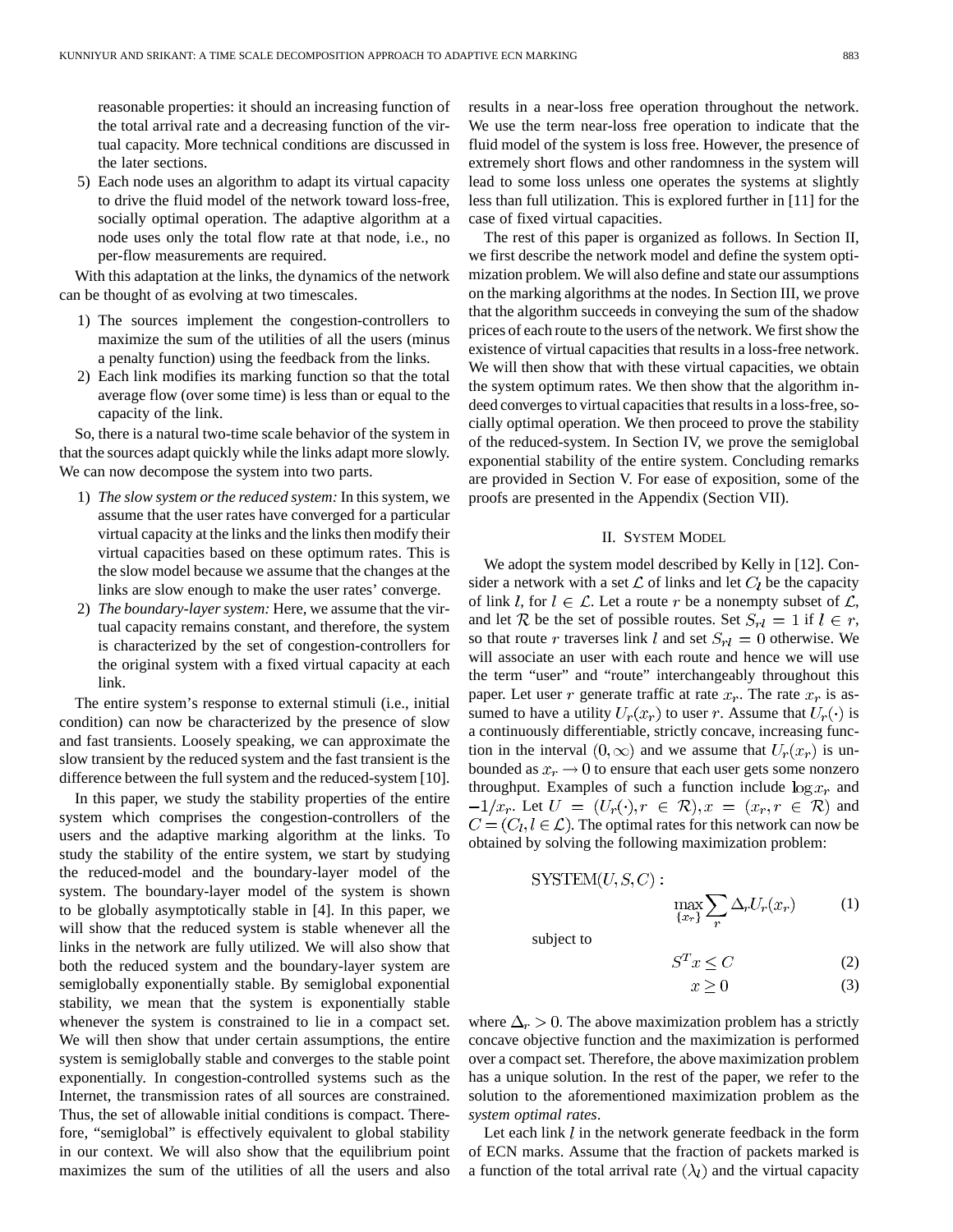reasonable properties: it should an increasing function of the total arrival rate and a decreasing function of the virtual capacity. More technical conditions are discussed in the later sections.

5) Each node uses an algorithm to adapt its virtual capacity to drive the fluid model of the network toward loss-free, socially optimal operation. The adaptive algorithm at a node uses only the total flow rate at that node, i.e., no per-flow measurements are required.

With this adaptation at the links, the dynamics of the network can be thought of as evolving at two timescales.

1) The sources implement the congestion-controllers to maximize the sum of the utilities of all the users (minus a penalty function) using the feedback from the links.
2) Each link modifies its marking function so that the total average flow (over some time) is less than or equal to the capacity of the link.

So, there is a natural two-time scale behavior of the system in that the sources adapt quickly while the links adapt more slowly. We can now decompose the system into two parts.

1) *The slow system or the reduced system:* In this system, we assume that the user rates have converged for a particular virtual capacity at the links and the links then modify their virtual capacities based on these optimum rates. This is the slow model because we assume that the changes at the links are slow enough to make the user rates' converge.
2) *The boundary-layer system:* Here, we assume that the virtual capacity remains constant, and therefore, the system is characterized by the set of congestion-controllers for the original system with a fixed virtual capacity at each link.

The entire system's response to external stimuli (i.e., initial condition) can now be characterized by the presence of slow and fast transients. Loosely speaking, we can approximate the slow transient by the reduced system and the fast transient is the difference between the full system and the reduced-system [10].

In this paper, we study the stability properties of the entire system which comprises the congestion-controllers of the users and the adaptive marking algorithm at the links. To study the stability of the entire system, we start by studying the reduced-model and the boundary-layer model of the system. The boundary-layer model of the system is shown to be globally asymptotically stable in [4]. In this paper, we will show that the reduced system is stable whenever all the links in the network are fully utilized. We will also show that both the reduced system and the boundary-layer system are semiglobally exponentially stable. By semiglobal exponential stability, we mean that the system is exponentially stable whenever the system is constrained to lie in a compact set. We will then show that under certain assumptions, the entire system is semiglobally stable and converges to the stable point exponentially. In congestion-controlled systems such as the Internet, the transmission rates of all sources are constrained. Thus, the set of allowable initial conditions is compact. Therefore, "semiglobal" is effectively equivalent to global stability in our context. We will also show that the equilibrium point maximizes the sum of the utilities of all the users and also results in a near-loss free operation throughout the network. We use the term near-loss free operation to indicate that the fluid model of the system is loss free. However, the presence of extremely short flows and other randomness in the system will lead to some loss unless one operates the systems at slightly less than full utilization. This is explored further in [11] for the case of fixed virtual capacities.

The rest of this paper is organized as follows. In Section II, we first describe the network model and define the system optimization problem. We will also define and state our assumptions on the marking algorithms at the nodes. In Section III, we prove that the algorithm succeeds in conveying the sum of the shadow prices of each route to the users of the network. We first show the existence of virtual capacities that results in a loss-free network. We will then show that with these virtual capacities, we obtain the system optimum rates. We then show that the algorithm indeed converges to virtual capacities that results in a loss-free, socially optimal operation. We then proceed to prove the stability of the reduced-system. In Section IV, we prove the semiglobal exponential stability of the entire system. Concluding remarks are provided in Section V. For ease of exposition, some of the proofs are presented in the Appendix (Section VII).

## II. System Model

We adopt the system model described by Kelly in [12]. Consider a network with a set $\mathcal{L}$ of links and let $C_l$ be the capacity of link $l$, for $l \in \mathcal{L}$. Let a route $r$ be a nonempty subset of $\mathcal{L}$, and let $\mathcal{R}$ be the set of possible routes. Set $S_{rl} = 1$ if $l \in r$, so that route $r$ traverses link $l$ and set $S_{rl} = 0$ otherwise. We will associate an user with each route and hence we will use the term "user" and "route" interchangeably throughout this paper. Let user $r$ generate traffic at rate $x_r$. The rate $x_r$ is assumed to have a utility $U_r(x_r)$ to user $r$. Assume that $U_r(\cdot)$ is a continuously differentiable, strictly concave, increasing function in the interval $(0, \infty)$ and we assume that $U_r(x_r)$ is unbounded as $x_r \to 0$ to ensure that each user gets some nonzero throughput. Examples of such a function include $\log x_r$ and $-1/x_r$. Let $U = (U_r(\cdot), r \in \mathcal{R}), x = (x_r, r \in \mathcal{R})$ and $C = (C_l, l \in \mathcal{L})$. The optimal rates for this network can now be obtained by solving the following maximization problem:

$$\mathrm{SYSTEM}(U, S, C): \quad \max_{\{x_r\}} \sum_r \Delta_r U_r(x_r) \tag{1}$$

subject to

$$S^T x \leq C \tag{2}$$

$$x \geq 0 \tag{3}$$

where $\Delta_r > 0$. The above maximization problem has a strictly concave objective function and the maximization is performed over a compact set. Therefore, the above maximization problem has a unique solution. In the rest of the paper, we refer to the solution to the aforementioned maximization problem as the *system optimal rates*.

Let each link $l$ in the network generate feedback in the form of ECN marks. Assume that the fraction of packets marked is a function of the total arrival rate $(\lambda_l)$ and the virtual capacity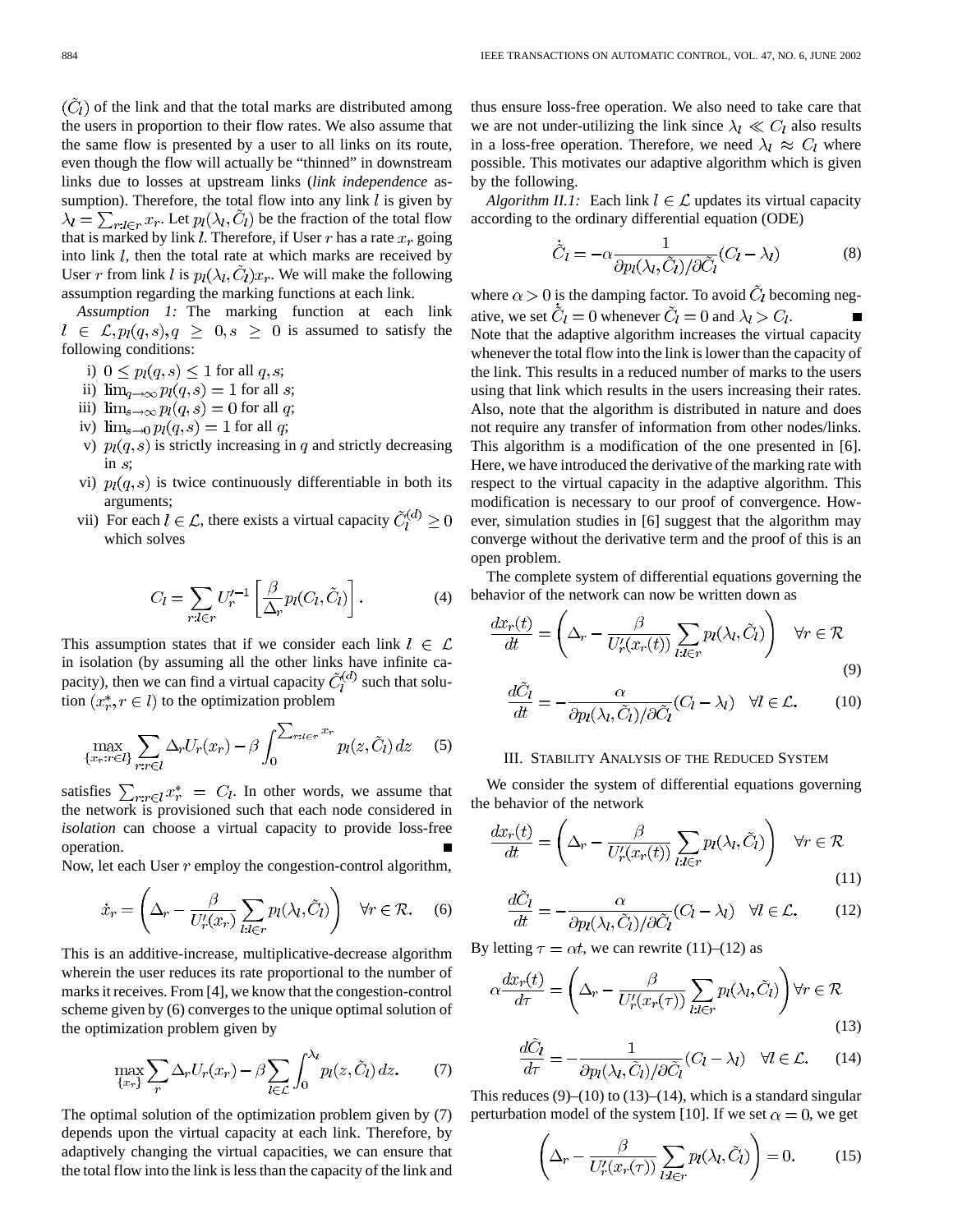$(\tilde{C}_l)$ of the link and that the total marks are distributed among the users in proportion to their flow rates. We also assume that the same flow is presented by a user to all links on its route, even though the flow will actually be "thinned" in downstream links due to losses at upstream links (*link independence* assumption). Therefore, the total flow into any link $l$ is given by $\lambda_l = \sum_{r:l\in r} x_r$. Let $p_l(\lambda_l, \tilde{C}_l)$ be the fraction of the total flow that is marked by link $l$. Therefore, if User $r$ has a rate $x_r$ going into link $l$, then the total rate at which marks are received by User $r$ from link $l$ is $p_l(\lambda_l, \tilde{C}_l)x_r$. We will make the following assumption regarding the marking functions at each link.

*Assumption 1:* The marking function at each link $l \in \mathcal{L}, p_l(q,s), q \geq 0, s \geq 0$ is assumed to satisfy the following conditions:

i) $0 \leq p_l(q,s) \leq 1$ for all $q, s$;
ii) $\lim_{q\to\infty} p_l(q,s) = 1$ for all $s$;
iii) $\lim_{s\to\infty} p_l(q,s) = 0$ for all $q$;
iv) $\lim_{s\to 0} p_l(q,s) = 1$ for all $q$;
v) $p_l(q,s)$ is strictly increasing in $q$ and strictly decreasing in $s$;
vi) $p_l(q,s)$ is twice continuously differentiable in both its arguments;
vii) For each $l \in \mathcal{L}$, there exists a virtual capacity $\tilde{C}_l^{(d)} \geq 0$ which solves

$$C_l = \sum_{r:l\in r} U_r'^{-1}\left[\frac{\beta}{\Delta_r} p_l(C_l, \tilde{C}_l)\right]. \tag{4}$$

This assumption states that if we consider each link $l \in \mathcal{L}$ in isolation (by assuming all the other links have infinite capacity), then we can find a virtual capacity $\tilde{C}_l^{(d)}$ such that solution $(x_r^*, r \in l)$ to the optimization problem

$$\max_{\{x_r: r\in l\}} \sum_{r:r\in l} \Delta_r U_r(x_r) - \beta \int_0^{\sum_{r:l\in r} x_r} p_l(z, \tilde{C}_l)\, dz \tag{5}$$

satisfies $\sum_{r:r\in l} x_r^* = C_l$. In other words, we assume that the network is provisioned such that each node considered in *isolation* can choose a virtual capacity to provide loss-free operation. ■

Now, let each User $r$ employ the congestion-control algorithm,

$$\dot{x}_r = \left(\Delta_r - \frac{\beta}{U_r'(x_r)} \sum_{l:l\in r} p_l(\lambda_l, \tilde{C}_l)\right) \quad \forall r \in \mathcal{R}. \tag{6}$$

This is an additive-increase, multiplicative-decrease algorithm wherein the user reduces its rate proportional to the number of marks it receives. From [4], we know that the congestion-control scheme given by (6) converges to the unique optimal solution of the optimization problem given by

$$\max_{\{x_r\}} \sum_r \Delta_r U_r(x_r) - \beta \sum_{l\in\mathcal{L}} \int_0^{\lambda_l} p_l(z, \tilde{C}_l)\, dz. \tag{7}$$

The optimal solution of the optimization problem given by (7) depends upon the virtual capacity at each link. Therefore, by adaptively changing the virtual capacities, we can ensure that the total flow into the link is less than the capacity of the link and thus ensure loss-free operation. We also need to take care that we are not under-utilizing the link since $\lambda_l \ll C_l$ also results in a loss-free operation. Therefore, we need $\lambda_l \approx C_l$ where possible. This motivates our adaptive algorithm which is given by the following.

*Algorithm II.1:* Each link $l \in \mathcal{L}$ updates its virtual capacity according to the ordinary differential equation (ODE)

$$\dot{\tilde{C}}_l = -\alpha \frac{1}{\partial p_l(\lambda_l, \tilde{C}_l)/\partial \tilde{C}_l}(C_l - \lambda_l) \tag{8}$$

where $\alpha > 0$ is the damping factor. To avoid $\tilde{C}_l$ becoming negative, we set $\dot{\tilde{C}}_l = 0$ whenever $\tilde{C}_l = 0$ and $\lambda_l > C_l$. ■

Note that the adaptive algorithm increases the virtual capacity whenever the total flow into the link is lower than the capacity of the link. This results in a reduced number of marks to the users using that link which results in the users increasing their rates. Also, note that the algorithm is distributed in nature and does not require any transfer of information from other nodes/links. This algorithm is a modification of the one presented in [6]. Here, we have introduced the derivative of the marking rate with respect to the virtual capacity in the adaptive algorithm. This modification is necessary to our proof of convergence. However, simulation studies in [6] suggest that the algorithm may converge without the derivative term and the proof of this is an open problem.

The complete system of differential equations governing the behavior of the network can now be written down as

$$\frac{dx_r(t)}{dt} = \left(\Delta_r - \frac{\beta}{U_r'(x_r(t))} \sum_{l:l\in r} p_l(\lambda_l, \tilde{C}_l)\right) \quad \forall r \in \mathcal{R} \tag{9}$$

$$\frac{d\tilde{C}_l}{dt} = -\frac{\alpha}{\partial p_l(\lambda_l, \tilde{C}_l)/\partial \tilde{C}_l}(C_l - \lambda_l) \quad \forall l \in \mathcal{L}. \tag{10}$$

## III. Stability Analysis of the Reduced System

We consider the system of differential equations governing the behavior of the network

$$\frac{dx_r(t)}{dt} = \left(\Delta_r - \frac{\beta}{U_r'(x_r(t))} \sum_{l:l\in r} p_l(\lambda_l, \tilde{C}_l)\right) \quad \forall r \in \mathcal{R} \tag{11}$$

$$\frac{d\tilde{C}_l}{dt} = -\frac{\alpha}{\partial p_l(\lambda_l, \tilde{C}_l)/\partial \tilde{C}_l}(C_l - \lambda_l) \quad \forall l \in \mathcal{L}. \tag{12}$$

By letting $\tau = \alpha t$, we can rewrite (11)–(12) as

$$\alpha \frac{dx_r(t)}{d\tau} = \left(\Delta_r - \frac{\beta}{U_r'(x_r(\tau))} \sum_{l:l\in r} p_l(\lambda_l, \tilde{C}_l)\right) \forall r \in \mathcal{R} \tag{13}$$

$$\frac{d\tilde{C}_l}{d\tau} = -\frac{1}{\partial p_l(\lambda_l, \tilde{C}_l)/\partial \tilde{C}_l}(C_l - \lambda_l) \quad \forall l \in \mathcal{L}. \tag{14}$$

This reduces (9)–(10) to (13)–(14), which is a standard singular perturbation model of the system [10]. If we set $\alpha = 0$, we get

$$\left(\Delta_r - \frac{\beta}{U_r'(x_r(\tau))} \sum_{l:l\in r} p_l(\lambda_l, \tilde{C}_l)\right) = 0. \tag{15}$$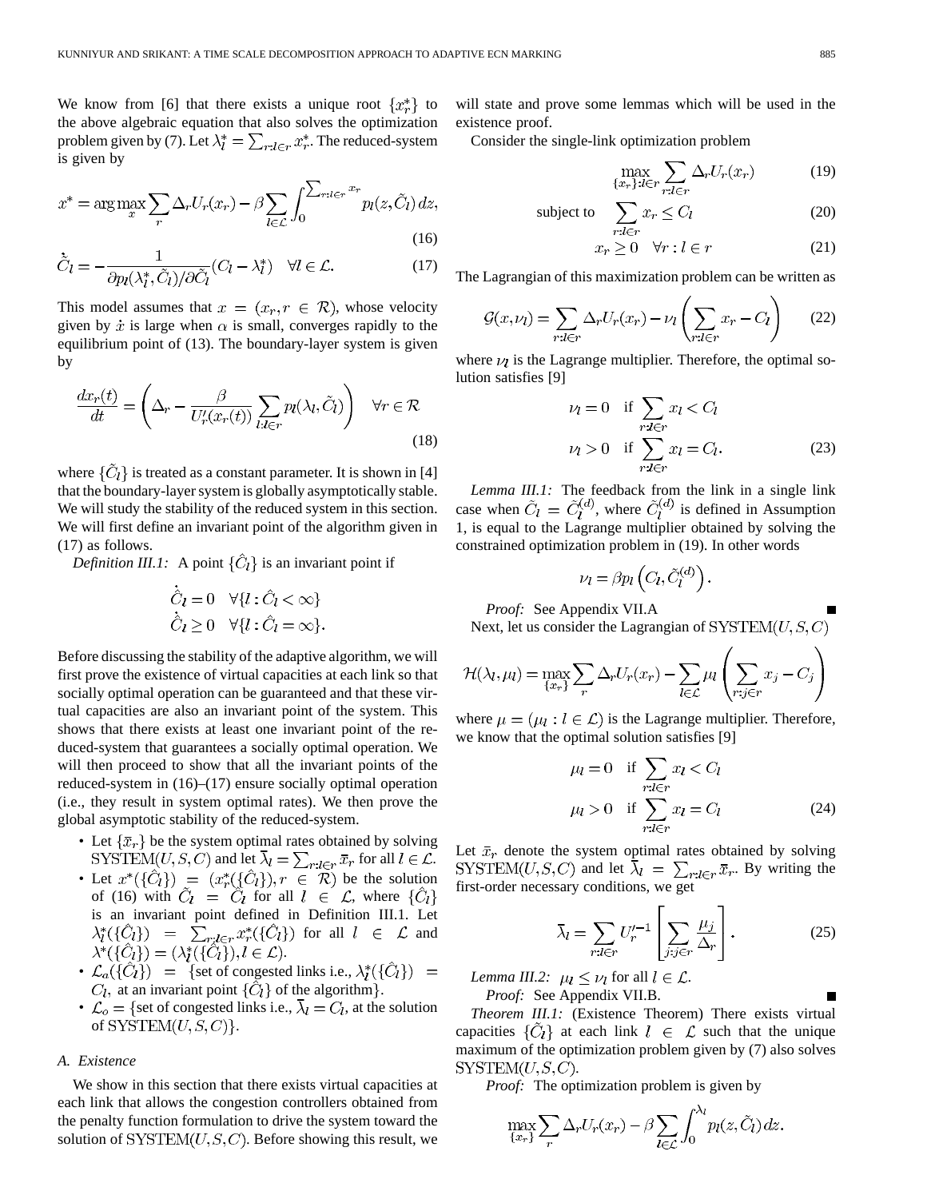We know from [6] that there exists a unique root $\{x_r^*\}$ to the above algebraic equation that also solves the optimization problem given by (7). Let $\lambda_l^* = \sum_{r:l\in r} x_r^*$. The reduced-system is given by

$$x^* = \arg\max_x \sum_r \Delta_r U_r(x_r) - \beta \sum_{l\in\mathcal{L}} \int_0^{\sum_{r:l\in r} x_r} p_l(z, \tilde{C}_l)\, dz, \tag{16}$$

$$\dot{\tilde{C}}_l = -\frac{1}{\partial p_l(\lambda_l^*, \tilde{C}_l)/\partial \tilde{C}_l}(C_l - \lambda_l^*) \quad \forall l \in \mathcal{L}. \tag{17}$$

This model assumes that $x = (x_r, r \in \mathcal{R})$, whose velocity given by $\dot{x}$ is large when $\alpha$ is small, converges rapidly to the equilibrium point of (13). The boundary-layer system is given by

$$\frac{dx_r(t)}{dt} = \left(\Delta_r - \frac{\beta}{U_r'(x_r(t))}\sum_{l:l\in r} p_l(\lambda_l, \tilde{C}_l)\right) \quad \forall r \in \mathcal{R} \tag{18}$$

where $\{\tilde{C}_l\}$ is treated as a constant parameter. It is shown in [4] that the boundary-layer system is globally asymptotically stable. We will study the stability of the reduced system in this section. We will first define an invariant point of the algorithm given in (17) as follows.

*Definition III.1:* A point $\{\hat{C}_l\}$ is an invariant point if

$$\dot{\hat{C}}_l = 0 \quad \forall \{l : \hat{C}_l < \infty\}$$
$$\dot{\hat{C}}_l \geq 0 \quad \forall \{l : \hat{C}_l = \infty\}.$$

Before discussing the stability of the adaptive algorithm, we will first prove the existence of virtual capacities at each link so that socially optimal operation can be guaranteed and that these virtual capacities are also an invariant point of the system. This shows that there exists at least one invariant point of the reduced-system that guarantees a socially optimal operation. We will then proceed to show that all the invariant points of the reduced-system in (16)–(17) ensure socially optimal operation (i.e., they result in system optimal rates). We then prove the global asymptotic stability of the reduced-system.

- Let $\{\bar{x}_r\}$ be the system optimal rates obtained by solving $\text{SYSTEM}(U, S, C)$ and let $\bar{\lambda}_l = \sum_{r:l\in r} \bar{x}_r$ for all $l \in \mathcal{L}$.
- Let $x^*(\{\hat{C}_l\}) = (x_r^*(\{\hat{C}_l\}), r \in \mathcal{R})$ be the solution of (16) with $\tilde{C}_l = \hat{C}_l$ for all $l \in \mathcal{L}$, where $\{\hat{C}_l\}$ is an invariant point defined in Definition III.1. Let $\lambda_l^*(\{\hat{C}_l\}) = \sum_{r:l\in r} x_r^*(\{\hat{C}_l\})$ for all $l \in \mathcal{L}$ and $\lambda^*(\{\hat{C}_l\}) = (\lambda_l^*(\{\hat{C}_l\}), l \in \mathcal{L})$.
- $\mathcal{L}_a(\{\hat{C}_l\}) = \{$set of congested links i.e., $\lambda_l^*(\{\hat{C}_l\}) = C_l$, at an invariant point $\{\hat{C}_l\}$ of the algorithm$\}$.
- $\mathcal{L}_o = \{$set of congested links i.e., $\bar{\lambda}_l = C_l$, at the solution of $\text{SYSTEM}(U, S, C)\}$.

### A. Existence

We show in this section that there exists virtual capacities at each link that allows the congestion controllers obtained from the penalty function formulation to drive the system toward the solution of $\text{SYSTEM}(U, S, C)$. Before showing this result, we will state and prove some lemmas which will be used in the existence proof.

Consider the single-link optimization problem

$$\max_{\{x_r\}:l\in r} \sum_{r:l\in r} \Delta_r U_r(x_r) \tag{19}$$

$$\text{subject to} \quad \sum_{r:l\in r} x_r \leq C_l \tag{20}$$

$$x_r \geq 0 \quad \forall r : l \in r \tag{21}$$

The Lagrangian of this maximization problem can be written as

$$\mathcal{G}(x, \nu_l) = \sum_{r:l\in r} \Delta_r U_r(x_r) - \nu_l\left(\sum_{r:l\in r} x_r - C_l\right) \tag{22}$$

where $\nu_l$ is the Lagrange multiplier. Therefore, the optimal solution satisfies [9]

$$\nu_l = 0 \quad \text{if } \sum_{r:l\in r} x_l < C_l$$
$$\nu_l > 0 \quad \text{if } \sum_{r:l\in r} x_l = C_l. \tag{23}$$

*Lemma III.1:* The feedback from the link in a single link case when $\tilde{C}_l = \tilde{C}_l^{(d)}$, where $\tilde{C}_l^{(d)}$ is defined in Assumption 1, is equal to the Lagrange multiplier obtained by solving the constrained optimization problem in (19). In other words

$$\nu_l = \beta p_l\left(C_l, \tilde{C}_l^{(d)}\right).$$

*Proof:* See Appendix VII.A ∎

Next, let us consider the Lagrangian of $\text{SYSTEM}(U, S, C)$

$$\mathcal{H}(\lambda_l, \mu_l) = \max_{\{x_r\}} \sum_r \Delta_r U_r(x_r) - \sum_{l\in\mathcal{L}} \mu_l\left(\sum_{r:j\in r} x_j - C_j\right)$$

where $\mu = (\mu_l : l \in \mathcal{L})$ is the Lagrange multiplier. Therefore, we know that the optimal solution satisfies [9]

$$\mu_l = 0 \quad \text{if } \sum_{r:l\in r} x_l < C_l$$
$$\mu_l > 0 \quad \text{if } \sum_{r:l\in r} x_l = C_l \tag{24}$$

Let $\bar{x}_r$ denote the system optimal rates obtained by solving $\text{SYSTEM}(U, S, C)$ and let $\bar{\lambda}_l = \sum_{r:l\in r} \bar{x}_r$. By writing the first-order necessary conditions, we get

$$\bar{\lambda}_l = \sum_{r:l\in r} U_r'^{-1}\left[\sum_{j:j\in r} \frac{\mu_j}{\Delta_r}\right]. \tag{25}$$

*Lemma III.2:* $\mu_l \leq \nu_l$ for all $l \in \mathcal{L}$.

*Proof:* See Appendix VII.B. ∎

*Theorem III.1:* (Existence Theorem) There exists virtual capacities $\{\tilde{C}_l\}$ at each link $l \in \mathcal{L}$ such that the unique maximum of the optimization problem given by (7) also solves $\text{SYSTEM}(U, S, C)$.

*Proof:* The optimization problem is given by

$$\max_{\{x_r\}} \sum_r \Delta_r U_r(x_r) - \beta \sum_{l\in\mathcal{L}} \int_0^{\lambda_l} p_l(z, \tilde{C}_l)\, dz.$$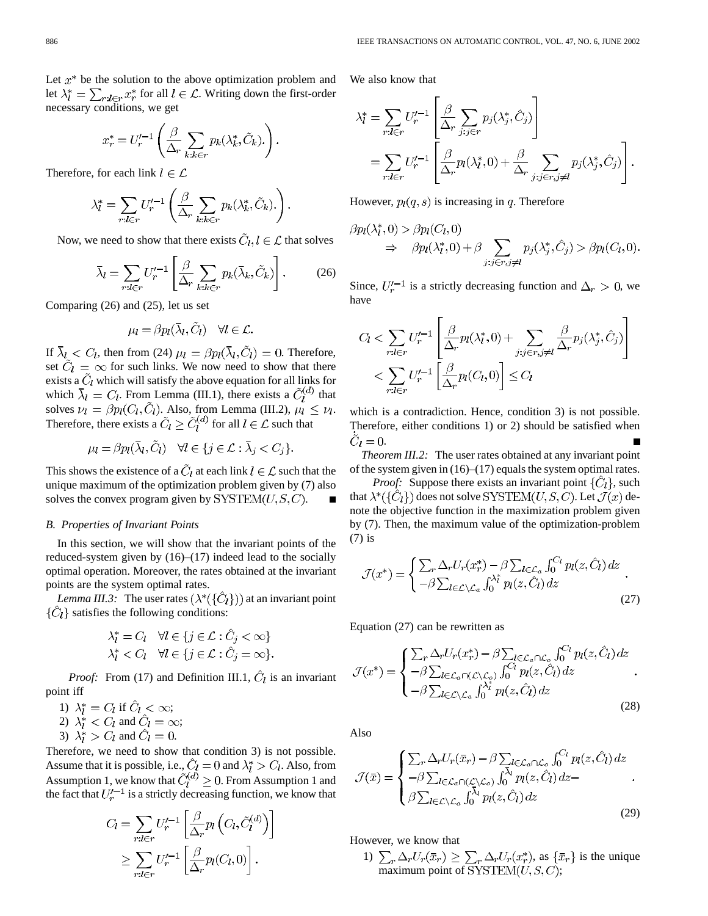Let $x^*$ be the solution to the above optimization problem and let $\lambda_l^* = \sum_{r:l\in r} x_r^*$ for all $l \in \mathcal{L}$. Writing down the first-order necessary conditions, we get

$$x_r^* = U_r'^{-1}\left(\frac{\beta}{\Delta_r}\sum_{k:k\in r} p_k(\lambda_k^*, \tilde{C}_k).\right).$$

Therefore, for each link $l \in \mathcal{L}$

$$\lambda_l^* = \sum_{r:l\in r} U_r'^{-1}\left(\frac{\beta}{\Delta_r}\sum_{k:k\in r} p_k(\lambda_k^*, \tilde{C}_k).\right).$$

Now, we need to show that there exists $\tilde{C}_l, l \in \mathcal{L}$ that solves

$$\bar{\lambda}_l = \sum_{r:l\in r} U_r'^{-1}\left[\frac{\beta}{\Delta_r}\sum_{k:k\in r} p_k(\bar{\lambda}_k, \tilde{C}_k)\right]. \tag{26}$$

Comparing (26) and (25), let us set

$$\mu_l = \beta p_l(\bar{\lambda}_l, \tilde{C}_l) \quad \forall l \in \mathcal{L}.$$

If $\bar{\lambda}_l < C_l$, then from (24) $\mu_l = \beta p_l(\bar{\lambda}_l, \tilde{C}_l) = 0$. Therefore, set $\tilde{C}_l = \infty$ for such links. We now need to show that there exists a $\tilde{C}_l$ which will satisfy the above equation for all links for which $\bar{\lambda}_l = C_l$. From Lemma (III.1), there exists a $\tilde{C}_l^{(d)}$ that solves $\nu_l = \beta p_l(C_l, \tilde{C}_l)$. Also, from Lemma (III.2), $\mu_l \le \nu_l$. Therefore, there exists a $\tilde{C}_l \ge \tilde{C}_l^{(d)}$ for all $l \in \mathcal{L}$ such that

$$\mu_l = \beta p_l(\bar{\lambda}_l, \tilde{C}_l) \quad \forall l \in \{j \in \mathcal{L} : \bar{\lambda}_j < C_j\}.$$

This shows the existence of a $\tilde{C}_l$ at each link $l \in \mathcal{L}$ such that the unique maximum of the optimization problem given by (7) also solves the convex program given by SYSTEM$(U, S, C)$. ■

### B. Properties of Invariant Points

In this section, we will show that the invariant points of the reduced-system given by (16)–(17) indeed lead to the socially optimal operation. Moreover, the rates obtained at the invariant points are the system optimal rates.

*Lemma III.3:* The user rates $(\lambda^*(\{\hat{C}_l\}))$ at an invariant point $\{\hat{C}_l\}$ satisfies the following conditions:

$$\lambda_l^* = C_l \quad \forall l \in \{j \in \mathcal{L} : \hat{C}_j < \infty\}$$
$$\lambda_l^* < C_l \quad \forall l \in \{j \in \mathcal{L} : \hat{C}_j = \infty\}.$$

*Proof:* From (17) and Definition III.1, $\hat{C}_l$ is an invariant point iff

1) $\lambda_l^* = C_l$ if $\hat{C}_l < \infty$;
2) $\lambda_l^* < C_l$ and $\hat{C}_l = \infty$;
3) $\lambda_l^* > C_l$ and $\hat{C}_l = 0$.

Therefore, we need to show that condition 3) is not possible. Assume that it is possible, i.e., $\hat{C}_l = 0$ and $\lambda_l^* > C_l$. Also, from Assumption 1, we know that $\tilde{C}_l^{(d)} \ge 0$. From Assumption 1 and the fact that $U_r'^{-1}$ is a strictly decreasing function, we know that

$$\begin{aligned} C_l &= \sum_{r:l\in r} U_r'^{-1}\left[\frac{\beta}{\Delta_r} p_l\left(C_l, \tilde{C}_l^{(d)}\right)\right] \\ &\ge \sum_{r:l\in r} U_r'^{-1}\left[\frac{\beta}{\Delta_r} p_l(C_l, 0)\right]. \end{aligned}$$

We also know that

$$\begin{aligned} \lambda_l^* &= \sum_{r:l\in r} U_r'^{-1}\left[\frac{\beta}{\Delta_r}\sum_{j:j\in r} p_j(\lambda_j^*, \hat{C}_j)\right] \\ &= \sum_{r:l\in r} U_r'^{-1}\left[\frac{\beta}{\Delta_r} p_l(\lambda_l^*, 0) + \frac{\beta}{\Delta_r}\sum_{j:j\in r, j\ne l} p_j(\lambda_j^*, \hat{C}_j)\right]. \end{aligned}$$

However, $p_l(q, s)$ is increasing in $q$. Therefore

$$\begin{aligned} &\beta p_l(\lambda_l^*, 0) > \beta p_l(C_l, 0) \\ &\quad \Rightarrow \quad \beta p_l(\lambda_l^*, 0) + \beta\sum_{j:j\in r, j\ne l} p_j(\lambda_j^*, \hat{C}_j) > \beta p_l(C_l, 0). \end{aligned}$$

Since, $U_r'^{-1}$ is a strictly decreasing function and $\Delta_r > 0$, we have

$$\begin{aligned} C_l &< \sum_{r:l\in r} U_r'^{-1}\left[\frac{\beta}{\Delta_r} p_l(\lambda_l^*, 0) + \sum_{j:j\in r, j\ne l}\frac{\beta}{\Delta_r} p_j(\lambda_j^*, \hat{C}_j)\right] \\ &< \sum_{r:l\in r} U_r'^{-1}\left[\frac{\beta}{\Delta_r} p_l(C_l, 0)\right] \le C_l \end{aligned}$$

which is a contradiction. Hence, condition 3) is not possible. Therefore, either conditions 1) or 2) should be satisfied when $\dot{\hat{C}}_l = 0$. ■

*Theorem III.2:* The user rates obtained at any invariant point of the system given in (16)–(17) equals the system optimal rates.

*Proof:* Suppose there exists an invariant point $\{\hat{C}_l\}$, such that $\lambda^*(\{\hat{C}_l\})$ does not solve SYSTEM$(U, S, C)$. Let $\mathcal{J}(x)$ denote the objective function in the maximization problem given by (7). Then, the maximum value of the optimization-problem (7) is

$$\mathcal{J}(x^*) = \begin{cases} \sum_r \Delta_r U_r(x_r^*) - \beta\sum_{l\in\mathcal{L}_a}\int_0^{C_l} p_l(z, \hat{C}_l)\,dz \\ -\beta\sum_{l\in\mathcal{L}\setminus\mathcal{L}_a}\int_0^{\lambda_l^*} p_l(z, \hat{C}_l)\,dz \end{cases}. \tag{27}$$

Equation (27) can be rewritten as

$$\mathcal{J}(x^*) = \begin{cases} \sum_r \Delta_r U_r(x_r^*) - \beta\sum_{l\in\mathcal{L}_a\cap\mathcal{L}_o}\int_0^{C_l} p_l(z, \hat{C}_l)\,dz \\ -\beta\sum_{l\in\mathcal{L}_a\cap(\mathcal{L}\setminus\mathcal{L}_o)}\int_0^{C_l} p_l(z, \hat{C}_l)\,dz \\ -\beta\sum_{l\in\mathcal{L}\setminus\mathcal{L}_a}\int_0^{\lambda_l^*} p_l(z, \hat{C}_l)\,dz \end{cases}. \tag{28}$$

Also

$$\mathcal{J}(\bar{x}) = \begin{cases} \sum_r \Delta_r U_r(\bar{x}_r) - \beta\sum_{l\in\mathcal{L}_a\cap\mathcal{L}_o}\int_0^{C_l} p_l(z, \hat{C}_l)\,dz \\ -\beta\sum_{l\in\mathcal{L}_a\cap(\mathcal{L}\setminus\mathcal{L}_o)}\int_0^{\bar{\lambda}_l} p_l(z, \hat{C}_l)\,dz - \\ \beta\sum_{l\in\mathcal{L}\setminus\mathcal{L}_a}\int_0^{\bar{\lambda}_l} p_l(z, \hat{C}_l)\,dz \end{cases}. \tag{29}$$

However, we know that

1) $\sum_r \Delta_r U_r(\bar{x}_r) \ge \sum_r \Delta_r U_r(x_r^*)$, as $\{\bar{x}_r\}$ is the unique maximum point of SYSTEM$(U, S, C)$;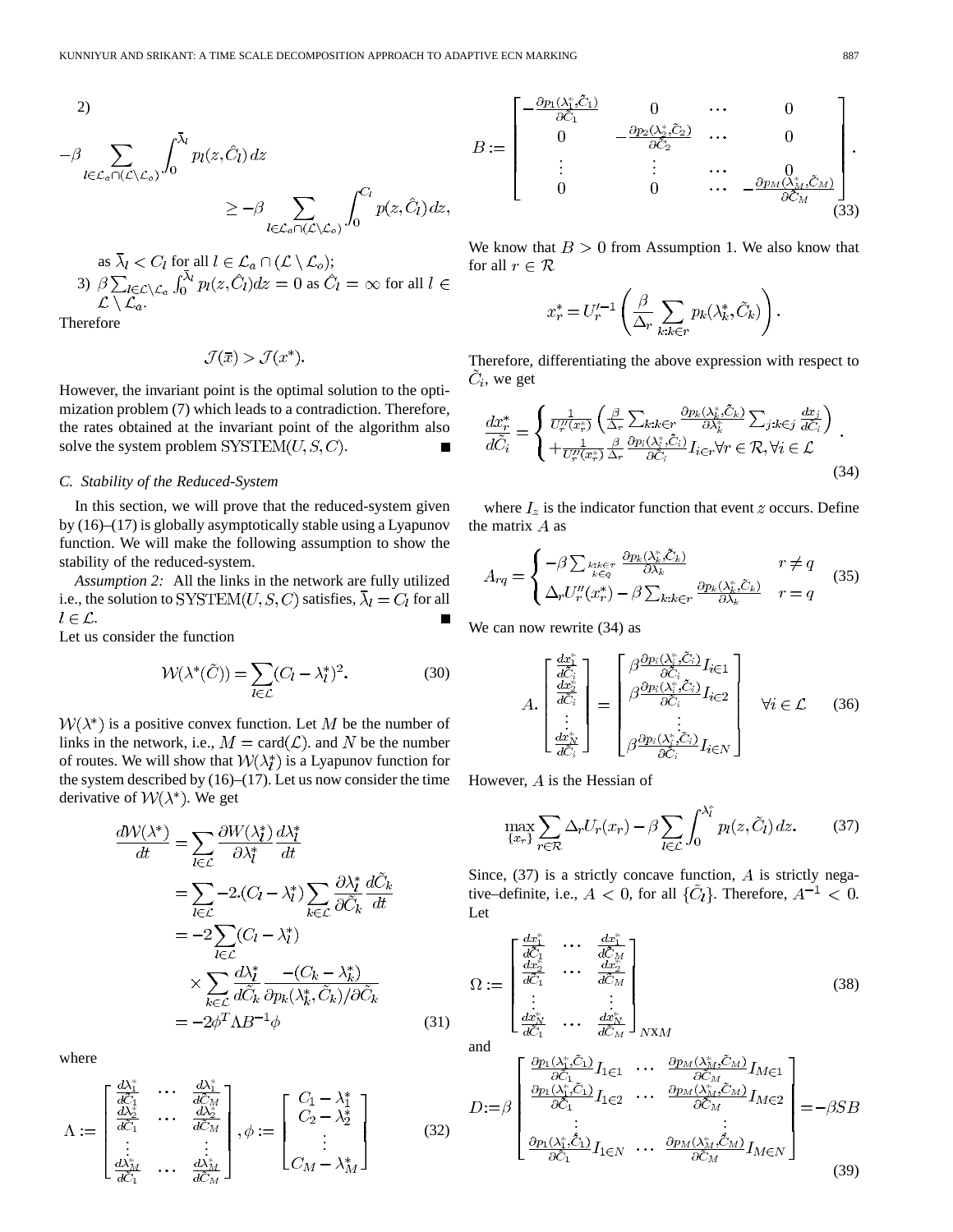2)

$$-\beta \sum_{l\in\mathcal{L}_a\cap(\mathcal{L}\setminus\mathcal{L}_o)} \int_0^{\bar{\lambda}_l} p_l(z,\hat{C}_l)\,dz \geq -\beta \sum_{l\in\mathcal{L}_a\cap(\mathcal{L}\setminus\mathcal{L}_o)} \int_0^{C_l} p(z,\hat{C}_l)\,dz,$$

as $\bar{\lambda}_l < C_l$ for all $l \in \mathcal{L}_a \cap (\mathcal{L}\setminus\mathcal{L}_o)$;

3) $\beta\sum_{l\in\mathcal{L}\setminus\mathcal{L}_a}\int_0^{\bar{\lambda}_l} p_l(z,\hat{C}_l)dz = 0$ as $\hat{C}_l = \infty$ for all $l \in \mathcal{L}\setminus\mathcal{L}_a$.

Therefore

$$\mathcal{J}(\bar{x}) > \mathcal{J}(x^*).$$

However, the invariant point is the optimal solution to the optimization problem (7) which leads to a contradiction. Therefore, the rates obtained at the invariant point of the algorithm also solve the system problem $\text{SYSTEM}(U,S,C)$. ■

### C. Stability of the Reduced-System

In this section, we will prove that the reduced-system given by (16)–(17) is globally asymptotically stable using a Lyapunov function. We will make the following assumption to show the stability of the reduced-system.

*Assumption 2:* All the links in the network are fully utilized i.e., the solution to $\text{SYSTEM}(U,S,C)$ satisfies, $\bar{\lambda}_l = C_l$ for all $l \in \mathcal{L}$. ■

Let us consider the function

$$\mathcal{W}(\lambda^*(\tilde{C})) = \sum_{l\in\mathcal{L}}(C_l - \lambda_l^*)^2. \tag{30}$$

$\mathcal{W}(\lambda^*)$ is a positive convex function. Let $M$ be the number of links in the network, i.e., $M = \text{card}(\mathcal{L})$. and $N$ be the number of routes. We will show that $\mathcal{W}(\lambda_l^*)$ is a Lyapunov function for the system described by (16)–(17). Let us now consider the time derivative of $\mathcal{W}(\lambda^*)$. We get

$$\begin{aligned}\frac{d\mathcal{W}(\lambda^*)}{dt} &= \sum_{l\in\mathcal{L}} \frac{\partial W(\lambda_l^*)}{\partial\lambda_l^*}\frac{d\lambda_l^*}{dt}\\ &= \sum_{l\in\mathcal{L}} -2.(C_l-\lambda_l^*)\sum_{k\in\mathcal{L}}\frac{\partial\lambda_l^*}{\partial\tilde{C}_k}\frac{d\tilde{C}_k}{dt}\\ &= -2\sum_{l\in\mathcal{L}}(C_l-\lambda_l^*)\\ &\quad\times\sum_{k\in\mathcal{L}}\frac{d\lambda_l^*}{d\tilde{C}_k}\frac{-(C_k-\lambda_k^*)}{\partial p_k(\lambda_k^*,\tilde{C}_k)/\partial\tilde{C}_k}\\ &= -2\phi^T\Lambda B^{-1}\phi\end{aligned} \tag{31}$$

where

$$\Lambda := \begin{bmatrix} \frac{d\lambda_1^*}{d\tilde{C}_1} & \cdots & \frac{d\lambda_1^*}{d\tilde{C}_M}\\ \frac{d\lambda_2^*}{d\tilde{C}_1} & \cdots & \frac{d\lambda_2^*}{d\tilde{C}_M}\\ \vdots & & \vdots\\ \frac{d\lambda_M^*}{d\tilde{C}_1} & \cdots & \frac{d\lambda_M^*}{d\tilde{C}_M}\end{bmatrix}, \phi := \begin{bmatrix} C_1-\lambda_1^*\\ C_2-\lambda_2^*\\ \vdots\\ C_M-\lambda_M^*\end{bmatrix} \tag{32}$$

$$B := \begin{bmatrix} -\frac{\partial p_1(\lambda_1^*,\tilde{C}_1)}{\partial\tilde{C}_1} & 0 & \cdots & 0\\ 0 & -\frac{\partial p_2(\lambda_2^*,\tilde{C}_2)}{\partial\tilde{C}_2} & \cdots & 0\\ \vdots & \vdots & \cdots & 0\\ 0 & 0 & \cdots & -\frac{\partial p_M(\lambda_M^*,\tilde{C}_M)}{\partial\tilde{C}_M}\end{bmatrix}. \tag{33}$$

We know that $B > 0$ from Assumption 1. We also know that for all $r \in \mathcal{R}$

$$x_r^* = U_r'^{-1}\left(\frac{\beta}{\Delta_r}\sum_{k:k\in r}p_k(\lambda_k^*,\tilde{C}_k)\right).$$

Therefore, differentiating the above expression with respect to $\tilde{C}_i$, we get

$$\frac{dx_r^*}{d\tilde{C}_i} = \begin{cases}\frac{1}{U_r''(x_r^*)}\left(\frac{\beta}{\Delta_r}\sum_{k:k\in r}\frac{\partial p_k(\lambda_k^*,\tilde{C}_k)}{\partial\lambda_k^*}\sum_{j:k\in j}\frac{dx_j}{d\tilde{C}_i}\right)\\ +\frac{1}{U_r''(x_r^*)}\frac{\beta}{\Delta_r}\frac{\partial p_i(\lambda_i^*,\tilde{C}_i)}{\partial\tilde{C}_i}I_{i\in r}\forall r\in\mathcal{R},\forall i\in\mathcal{L}\end{cases}. \tag{34}$$

where $I_z$ is the indicator function that event $z$ occurs. Define the matrix $A$ as

$$A_{rq} = \begin{cases} -\beta\sum_{\substack{k:k\in r\\ k\in q}}\frac{\partial p_k(\lambda_k^*,\tilde{C}_k)}{\partial\lambda_k} & r\neq q\\ \Delta_r U_r''(x_r^*) - \beta\sum_{k:k\in r}\frac{\partial p_k(\lambda_k^*,\tilde{C}_k)}{\partial\lambda_k} & r=q\end{cases} \tag{35}$$

We can now rewrite (34) as

$$A.\begin{bmatrix}\frac{dx_1^*}{d\tilde{C}_i}\\ \frac{dx_2^*}{d\tilde{C}_i}\\ \vdots\\ \frac{dx_N^*}{d\tilde{C}_i}\end{bmatrix} = \begin{bmatrix}\beta\frac{\partial p_i(\lambda_i^*,\tilde{C}_i)}{\partial\tilde{C}_i}I_{i\in 1}\\ \beta\frac{\partial p_i(\lambda_i^*,\tilde{C}_i)}{\partial\tilde{C}_i}I_{i\in 2}\\ \vdots\\ \beta\frac{\partial p_i(\lambda_i^*,\tilde{C}_i)}{\partial\tilde{C}_i}I_{i\in N}\end{bmatrix} \quad \forall i\in\mathcal{L} \tag{36}$$

However, $A$ is the Hessian of

$$\max_{\{x_r\}}\sum_{r\in\mathcal{R}}\Delta_r U_r(x_r) - \beta\sum_{l\in\mathcal{L}}\int_0^{\lambda_l^*}p_l(z,\tilde{C}_l)\,dz. \tag{37}$$

Since, (37) is a strictly concave function, $A$ is strictly negative–definite, i.e., $A < 0$, for all $\{\tilde{C}_l\}$. Therefore, $A^{-1} < 0$. Let

$$\Omega := \begin{bmatrix}\frac{dx_1^*}{d\tilde{C}_1} & \cdots & \frac{dx_1^*}{d\tilde{C}_M}\\ \frac{dx_2^*}{d\tilde{C}_1} & \cdots & \frac{dx_2^*}{d\tilde{C}_M}\\ \vdots & & \vdots\\ \frac{dx_N^*}{d\tilde{C}_1} & \cdots & \frac{dx_N^*}{d\tilde{C}_M}\end{bmatrix}_{N\text{x}M} \tag{38}$$

and

$$D := \beta\begin{bmatrix}\frac{\partial p_1(\lambda_1^*,\tilde{C}_1)}{\partial\tilde{C}_1}I_{1\in 1} & \cdots & \frac{\partial p_M(\lambda_M^*,\tilde{C}_M)}{\partial\tilde{C}_M}I_{M\in 1}\\ \frac{\partial p_1(\lambda_1^*,\tilde{C}_1)}{\partial\tilde{C}_1}I_{1\in 2} & \cdots & \frac{\partial p_M(\lambda_M^*,\tilde{C}_M)}{\partial\tilde{C}_M}I_{M\in 2}\\ \vdots & & \vdots\\ \frac{\partial p_1(\lambda_1^*,\tilde{C}_1)}{\partial\tilde{C}_1}I_{1\in N} & \cdots & \frac{\partial p_M(\lambda_M^*,\tilde{C}_M)}{\partial\tilde{C}_M}I_{M\in N}\end{bmatrix} = -\beta SB \tag{39}$$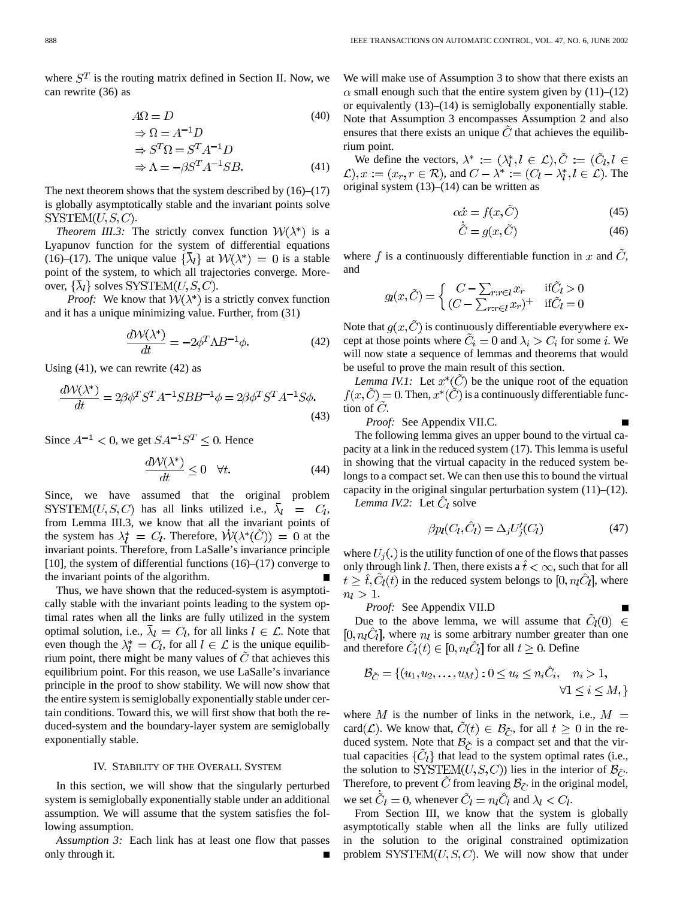where $S^T$ is the routing matrix defined in Section II. Now, we can rewrite (36) as

$$A\Omega = D \tag{40}$$

$$\Rightarrow \Omega = A^{-1}D$$

$$\Rightarrow S^T\Omega = S^T A^{-1}D$$

$$\Rightarrow \Lambda = -\beta S^T A^{-1} SB. \tag{41}$$

The next theorem shows that the system described by (16)–(17) is globally asymptotically stable and the invariant points solve $\text{SYSTEM}(U, S, C)$.

*Theorem III.3:* The strictly convex function $\mathcal{W}(\lambda^*)$ is a Lyapunov function for the system of differential equations (16)–(17). The unique value $\{\bar{\lambda}_l\}$ at $\mathcal{W}(\lambda^*) = 0$ is a stable point of the system, to which all trajectories converge. Moreover, $\{\bar{\lambda}_l\}$ solves $\text{SYSTEM}(U, S, C)$.

*Proof:* We know that $\mathcal{W}(\lambda^*)$ is a strictly convex function and it has a unique minimizing value. Further, from (31)

$$\frac{d\mathcal{W}(\lambda^*)}{dt} = -2\phi^T \Lambda B^{-1}\phi. \tag{42}$$

Using (41), we can rewrite (42) as

$$\frac{d\mathcal{W}(\lambda^*)}{dt} = 2\beta\phi^T S^T A^{-1} SBB^{-1}\phi = 2\beta\phi^T S^T A^{-1} S\phi. \tag{43}$$

Since $A^{-1} < 0$, we get $SA^{-1}S^T \leq 0$. Hence

$$\frac{d\mathcal{W}(\lambda^*)}{dt} \leq 0 \quad \forall t. \tag{44}$$

Since, we have assumed that the original problem $\text{SYSTEM}(U, S, C)$ has all links utilized i.e., $\bar{\lambda}_l = C_l$, from Lemma III.3, we know that all the invariant points of the system has $\lambda_l^* = C_l$. Therefore, $\dot{\mathcal{W}}(\lambda^*(\tilde{C})) = 0$ at the invariant points. Therefore, from LaSalle's invariance principle [10], the system of differential functions (16)–(17) converge to the invariant points of the algorithm. ∎

Thus, we have shown that the reduced-system is asymptotically stable with the invariant points leading to the system optimal rates when all the links are fully utilized in the system optimal solution, i.e., $\bar{\lambda}_l = C_l$, for all links $l \in \mathcal{L}$. Note that even though the $\lambda_l^* = C_l$, for all $l \in \mathcal{L}$ is the unique equilibrium point, there might be many values of $\tilde{C}$ that achieves this equilibrium point. For this reason, we use LaSalle's invariance principle in the proof to show stability. We will now show that the entire system is semiglobally exponentially stable under certain conditions. Toward this, we will first show that both the reduced-system and the boundary-layer system are semiglobally exponentially stable.

## IV. Stability of the Overall System

In this section, we will show that the singularly perturbed system is semiglobally exponentially stable under an additional assumption. We will assume that the system satisfies the following assumption.

*Assumption 3:* Each link has at least one flow that passes only through it. ∎

We will make use of Assumption 3 to show that there exists an $\alpha$ small enough such that the entire system given by (11)–(12) or equivalently (13)–(14) is semiglobally exponentially stable. Note that Assumption 3 encompasses Assumption 2 and also ensures that there exists an unique $\tilde{C}$ that achieves the equilibrium point.

We define the vectors, $\lambda^* := (\lambda_l^*, l \in \mathcal{L}), \tilde{C} := (\tilde{C}_l, l \in \mathcal{L}), x := (x_r, r \in \mathcal{R})$, and $C - \lambda^* := (C_l - \lambda_l^*, l \in \mathcal{L})$. The original system (13)–(14) can be written as

$$\alpha\dot{x} = f(x, \tilde{C}) \tag{45}$$

$$\dot{\tilde{C}} = g(x, \tilde{C}) \tag{46}$$

where $f$ is a continuously differentiable function in $x$ and $\tilde{C}$, and

$$g_l(x, \tilde{C}) = \begin{cases} C - \sum_{r:r\in l} x_r & \text{if} \tilde{C}_l > 0 \\ (C - \sum_{r:r\in l} x_r)^+ & \text{if} \tilde{C}_l = 0 \end{cases}$$

Note that $g(x, \tilde{C})$ is continuously differentiable everywhere except at those points where $\tilde{C}_i = 0$ and $\lambda_i > C_i$ for some $i$. We will now state a sequence of lemmas and theorems that would be useful to prove the main result of this section.

*Lemma IV.1:* Let $x^*(\tilde{C})$ be the unique root of the equation $f(x, \tilde{C}) = 0$. Then, $x^*(\tilde{C})$ is a continuously differentiable function of $\tilde{C}$.

*Proof:* See Appendix VII.C. ∎

The following lemma gives an upper bound to the virtual capacity at a link in the reduced system (17). This lemma is useful in showing that the virtual capacity in the reduced system belongs to a compact set. We can then use this to bound the virtual capacity in the original singular perturbation system (11)–(12).

*Lemma IV.2:* Let $\hat{C}_l$ solve

$$\beta p_l(C_l, \hat{C}_l) = \Delta_j U_j'(C_l) \tag{47}$$

where $U_j(.)$ is the utility function of one of the flows that passes only through link $l$. Then, there exists a $\hat{t} < \infty$, such that for all $t \geq \hat{t}, \tilde{C}_l(t)$ in the reduced system belongs to $[0, n_l\hat{C}_l]$, where $n_l > 1$.

*Proof:* See Appendix VII.D ∎

Due to the above lemma, we will assume that $\tilde{C}_l(0) \in [0, n_l\hat{C}_l]$, where $n_l$ is some arbitrary number greater than one and therefore $\tilde{C}_l(t) \in [0, n_l\hat{C}_l]$ for all $t \geq 0$. Define

$$\mathcal{B}_{\hat{C}} = \{(u_1, u_2, \ldots, u_M) : 0 \leq u_i \leq n_i\hat{C}_i, \quad n_i > 1, \\ \forall 1 \leq i \leq M, \}$$

where $M$ is the number of links in the network, i.e., $M = \text{card}(\mathcal{L})$. We know that, $\tilde{C}(t) \in \mathcal{B}_{\hat{C}}$, for all $t \geq 0$ in the reduced system. Note that $\mathcal{B}_{\hat{C}}$ is a compact set and that the virtual capacities $\{\tilde{C}_l\}$ that lead to the system optimal rates (i.e., the solution to $\text{SYSTEM}(U, S, C)$) lies in the interior of $\mathcal{B}_{\hat{C}}$. Therefore, to prevent $\tilde{C}$ from leaving $\mathcal{B}_{\hat{C}}$ in the original model, we set $\dot{\tilde{C}}_l = 0$, whenever $\tilde{C}_l = n_l\hat{C}_l$ and $\lambda_l < C_l$.

From Section III, we know that the system is globally asymptotically stable when all the links are fully utilized in the solution to the original constrained optimization problem $\text{SYSTEM}(U, S, C)$. We will now show that under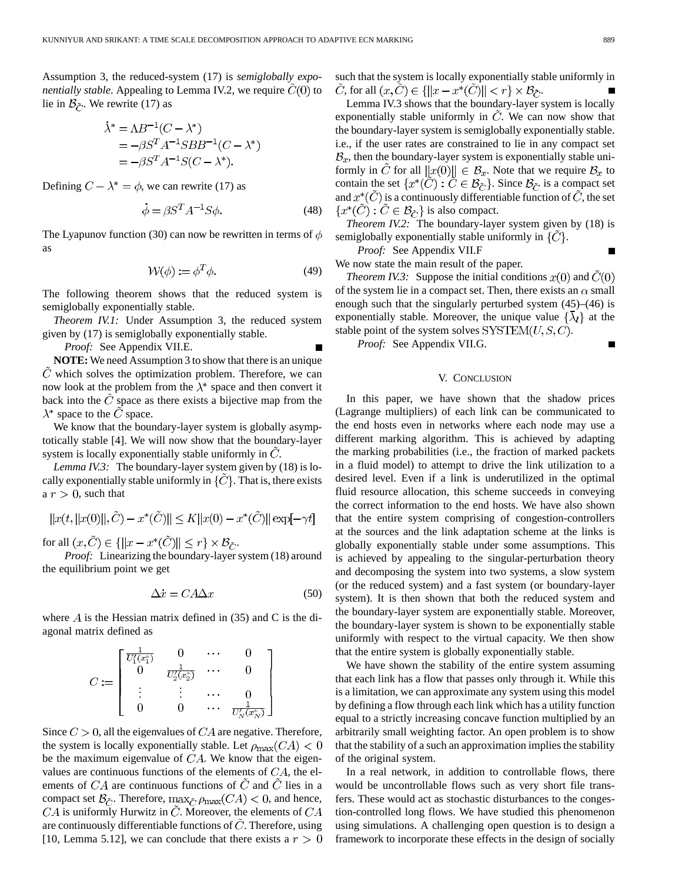Assumption 3, the reduced-system (17) is *semiglobally exponentially stable*. Appealing to Lemma IV.2, we require $\tilde{C}(0)$ to lie in $\mathcal{B}_{\tilde{C}}$. We rewrite (17) as

$$
\begin{aligned}
\dot{\lambda}^* &= \Lambda B^{-1}(C - \lambda^*) \\
&= -\beta S^T A^{-1} S B B^{-1}(C - \lambda^*) \\
&= -\beta S^T A^{-1} S(C - \lambda^*).
\end{aligned}
$$

Defining $C - \lambda^* = \phi$, we can rewrite (17) as

$$
\dot{\phi} = \beta S^T A^{-1} S \phi. \tag{48}
$$

The Lyapunov function (30) can now be rewritten in terms of $\phi$ as

$$
\mathcal{W}(\phi) := \phi^T \phi. \tag{49}
$$

The following theorem shows that the reduced system is semiglobally exponentially stable.

*Theorem IV.1:* Under Assumption 3, the reduced system given by (17) is semiglobally exponentially stable.

*Proof:* See Appendix VII.E. ∎

**NOTE:** We need Assumption 3 to show that there is an unique $\tilde{C}$ which solves the optimization problem. Therefore, we can now look at the problem from the $\lambda^*$ space and then convert it back into the $\tilde{C}$ space as there exists a bijective map from the $\lambda^*$ space to the $\tilde{C}$ space.

We know that the boundary-layer system is globally asymptotically stable [4]. We will now show that the boundary-layer system is locally exponentially stable uniformly in $\tilde{C}$.

*Lemma IV.3:* The boundary-layer system given by (18) is locally exponentially stable uniformly in $\{\tilde{C}\}$. That is, there exists a $r > 0$, such that

$$
\|x(t, \|x(0)\|, \tilde{C}) - x^*(\tilde{C})\| \leq K \|x(0) - x^*(\tilde{C})\| \exp[-\gamma t]
$$

for all $(x, \tilde{C}) \in \{\|x - x^*(\tilde{C})\| \leq r\} \times \mathcal{B}_{\tilde{C}}$.

*Proof:* Linearizing the boundary-layer system (18) around the equilibrium point we get

$$
\Delta \dot{x} = CA \Delta x \tag{50}
$$

where $A$ is the Hessian matrix defined in (35) and C is the diagonal matrix defined as

$$
C := \begin{bmatrix} \frac{1}{U_1'(x_1^*)} & 0 & \cdots & 0 \\ 0 & \frac{1}{U_2'(x_2^*)} & \cdots & 0 \\ \vdots & \vdots & \cdots & 0 \\ 0 & 0 & \cdots & \frac{1}{U_N'(x_N^*)} \end{bmatrix}
$$

Since $C > 0$, all the eigenvalues of $CA$ are negative. Therefore, the system is locally exponentially stable. Let $\rho_{\max}(CA) < 0$ be the maximum eigenvalue of $CA$. We know that the eigenvalues are continuous functions of the elements of $CA$, the elements of $CA$ are continuous functions of $\tilde{C}$ and $\tilde{C}$ lies in a compact set $\mathcal{B}_{\tilde{C}}$. Therefore, $\max_{\tilde{C}} \rho_{\max}(CA) < 0$, and hence, $CA$ is uniformly Hurwitz in $\tilde{C}$. Moreover, the elements of $CA$ are continuously differentiable functions of $\tilde{C}$. Therefore, using [10, Lemma 5.12], we can conclude that there exists a $r > 0$ such that the system is locally exponentially stable uniformly in $\tilde{C}$, for all $(x, \tilde{C}) \in \{\|x - x^*(\tilde{C})\| < r\} \times \mathcal{B}_{\tilde{C}}$. ∎

Lemma IV.3 shows that the boundary-layer system is locally exponentially stable uniformly in $\tilde{C}$. We can now show that the boundary-layer system is semiglobally exponentially stable. i.e., if the user rates are constrained to lie in any compact set $\mathcal{B}_x$, then the boundary-layer system is exponentially stable uniformly in $\tilde{C}$ for all $\|x(0)\| \in \mathcal{B}_x$. Note that we require $\mathcal{B}_x$ to contain the set $\{x^*(\tilde{C}) : \tilde{C} \in \mathcal{B}_{\tilde{C}}\}$. Since $\mathcal{B}_{\tilde{C}}$ is a compact set and $x^*(\tilde{C})$ is a continuously differentiable function of $\tilde{C}$, the set $\{x^*(\tilde{C}) : \tilde{C} \in \mathcal{B}_{\tilde{C}}\}$ is also compact.

*Theorem IV.2:* The boundary-layer system given by (18) is semiglobally exponentially stable uniformly in $\{\tilde{C}\}$.

*Proof:* See Appendix VII.F ∎

We now state the main result of the paper.

*Theorem IV.3:* Suppose the initial conditions $x(0)$ and $\tilde{C}(0)$ of the system lie in a compact set. Then, there exists an $\alpha$ small enough such that the singularly perturbed system (45)–(46) is exponentially stable. Moreover, the unique value $\{\bar{\lambda}_l\}$ at the stable point of the system solves $\mathrm{SYSTEM}(U, S, C)$.

*Proof:* See Appendix VII.G. ∎

## V. Conclusion

In this paper, we have shown that the shadow prices (Lagrange multipliers) of each link can be communicated to the end hosts even in networks where each node may use a different marking algorithm. This is achieved by adapting the marking probabilities (i.e., the fraction of marked packets in a fluid model) to attempt to drive the link utilization to a desired level. Even if a link is underutilized in the optimal fluid resource allocation, this scheme succeeds in conveying the correct information to the end hosts. We have also shown that the entire system comprising of congestion-controllers at the sources and the link adaptation scheme at the links is globally exponentially stable under some assumptions. This is achieved by appealing to the singular-perturbation theory and decomposing the system into two systems, a slow system (or the reduced system) and a fast system (or boundary-layer system). It is then shown that both the reduced system and the boundary-layer system are exponentially stable. Moreover, the boundary-layer system is shown to be exponentially stable uniformly with respect to the virtual capacity. We then show that the entire system is globally exponentially stable.

We have shown the stability of the entire system assuming that each link has a flow that passes only through it. While this is a limitation, we can approximate any system using this model by defining a flow through each link which has a utility function equal to a strictly increasing concave function multiplied by an arbitrarily small weighting factor. An open problem is to show that the stability of a such an approximation implies the stability of the original system.

In a real network, in addition to controllable flows, there would be uncontrollable flows such as very short file transfers. These would act as stochastic disturbances to the congestion-controlled long flows. We have studied this phenomenon using simulations. A challenging open question is to design a framework to incorporate these effects in the design of socially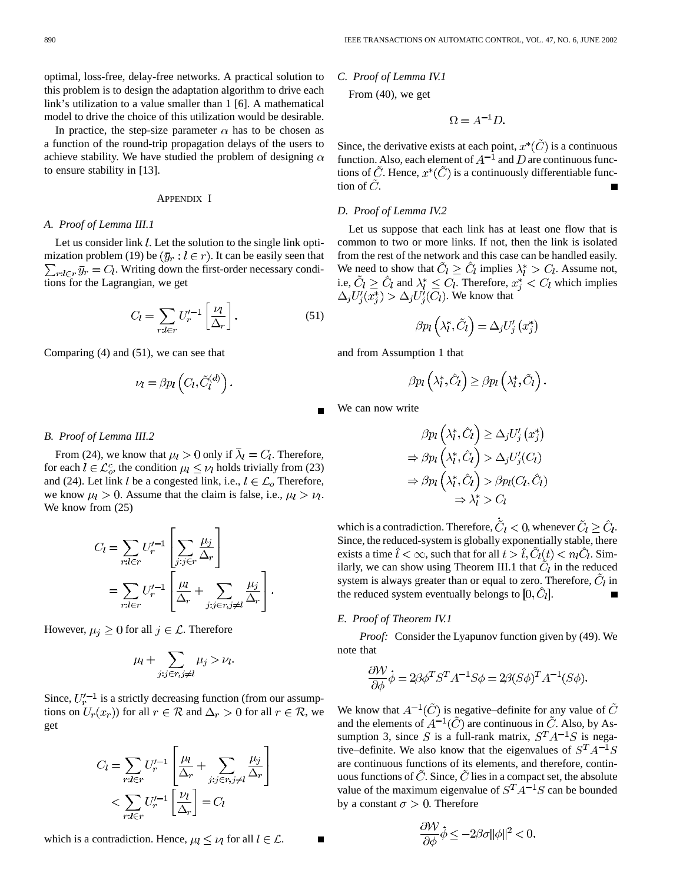optimal, loss-free, delay-free networks. A practical solution to this problem is to design the adaptation algorithm to drive each link's utilization to a value smaller than 1 [6]. A mathematical model to drive the choice of this utilization would be desirable.

In practice, the step-size parameter $\alpha$ has to be chosen as a function of the round-trip propagation delays of the users to achieve stability. We have studied the problem of designing $\alpha$ to ensure stability in [13].

## Appendix I

### A. Proof of Lemma III.1

Let us consider link $l$. Let the solution to the single link optimization problem (19) be $(\bar{y}_r : l \in r)$. It can be easily seen that $\sum_{r:l\in r} \bar{y}_r = C_l$. Writing down the first-order necessary conditions for the Lagrangian, we get

$$C_l = \sum_{r:l\in r} U_r'^{-1}\left[\frac{\nu_l}{\Delta_r}\right]. \tag{51}$$

Comparing (4) and (51), we can see that

$$\nu_l = \beta p_l\left(C_l, \tilde{C}_l^{(d)}\right).$$

∎

### B. Proof of Lemma III.2

From (24), we know that $\mu_l > 0$ only if $\bar{\lambda}_l = C_l$. Therefore, for each $l \in \mathcal{L}_o^c$, the condition $\mu_l \le \nu_l$ holds trivially from (23) and (24). Let link $l$ be a congested link, i.e., $l \in \mathcal{L}_o$ Therefore, we know $\mu_l > 0$. Assume that the claim is false, i.e., $\mu_l > \nu_l$. We know from (25)

$$\begin{aligned} C_l &= \sum_{r:l\in r} U_r'^{-1}\left[\sum_{j:j\in r} \frac{\mu_j}{\Delta_r}\right] \\ &= \sum_{r:l\in r} U_r'^{-1}\left[\frac{\mu_l}{\Delta_r} + \sum_{j:j\in r, j\ne l} \frac{\mu_j}{\Delta_r}\right]. \end{aligned}$$

However, $\mu_j \ge 0$ for all $j \in \mathcal{L}$. Therefore

$$\mu_l + \sum_{j:j\in r, j\ne l} \mu_j > \nu_l.$$

Since, $U_r'^{-1}$ is a strictly decreasing function (from our assumptions on $U_r(x_r)$) for all $r \in \mathcal{R}$ and $\Delta_r > 0$ for all $r \in \mathcal{R}$, we get

$$\begin{aligned} C_l &= \sum_{r:l\in r} U_r'^{-1}\left[\frac{\mu_l}{\Delta_r} + \sum_{j:j\in r, j\ne l} \frac{\mu_j}{\Delta_r}\right] \\ &< \sum_{r:l\in r} U_r'^{-1}\left[\frac{\nu_l}{\Delta_r}\right] = C_l \end{aligned}$$

which is a contradiction. Hence, $\mu_l \le \nu_l$ for all $l \in \mathcal{L}$. ∎

### C. Proof of Lemma IV.1

From (40), we get

$$\Omega = A^{-1}D.$$

Since, the derivative exists at each point, $x^*(\tilde{C})$ is a continuous function. Also, each element of $A^{-1}$ and $D$ are continuous functions of $\tilde{C}$. Hence, $x^*(\tilde{C})$ is a continuously differentiable function of $\tilde{C}$. ∎

### D. Proof of Lemma IV.2

Let us suppose that each link has at least one flow that is common to two or more links. If not, then the link is isolated from the rest of the network and this case can be handled easily. We need to show that $\tilde{C}_l \ge \hat{C}_l$ implies $\lambda_l^* > C_l$. Assume not, i.e, $\tilde{C}_l \ge \hat{C}_l$ and $\lambda_l^* \le C_l$. Therefore, $x_j^* < C_l$ which implies $\Delta_j U_j'(x_j^*) > \Delta_j U_j'(C_l)$. We know that

$$\beta p_l\left(\lambda_l^*, \tilde{C}_l\right) = \Delta_j U_j'\left(x_j^*\right)$$

and from Assumption 1 that

$$\beta p_l\left(\lambda_l^*, \hat{C}_l\right) \ge \beta p_l\left(\lambda_l^*, \tilde{C}_l\right).$$

We can now write

$$\begin{aligned} &\beta p_l\left(\lambda_l^*, \hat{C}_l\right) \ge \Delta_j U_j'\left(x_j^*\right) \\ \Rightarrow\ &\beta p_l\left(\lambda_l^*, \hat{C}_l\right) > \Delta_j U_j'(C_l) \\ \Rightarrow\ &\beta p_l\left(\lambda_l^*, \hat{C}_l\right) > \beta p_l(C_l, \hat{C}_l) \\ &\qquad \Rightarrow \lambda_l^* > C_l \end{aligned}$$

which is a contradiction. Therefore, $\dot{\tilde{C}}_l < 0$, whenever $\tilde{C}_l \ge \hat{C}_l$. Since, the reduced-system is globally exponentially stable, there exists a time $\hat{t} < \infty$, such that for all $t > \hat{t}, \tilde{C}_l(t) < n_l \hat{C}_l$. Similarly, we can show using Theorem III.1 that $\tilde{C}_l$ in the reduced system is always greater than or equal to zero. Therefore, $\tilde{C}_l$ in the reduced system eventually belongs to $[0, \hat{C}_l]$. ∎

### E. Proof of Theorem IV.1

*Proof:* Consider the Lyapunov function given by (49). We note that

$$\frac{\partial \mathcal{W}}{\partial \phi}\dot{\phi} = 2\beta\phi^T S^T A^{-1} S\phi = 2\beta(S\phi)^T A^{-1}(S\phi).$$

We know that $A^{-1}(\tilde{C})$ is negative–definite for any value of $\tilde{C}$ and the elements of $A^{-1}(\tilde{C})$ are continuous in $\tilde{C}$. Also, by Assumption 3, since $S$ is a full-rank matrix, $S^T A^{-1} S$ is negative–definite. We also know that the eigenvalues of $S^T A^{-1} S$ are continuous functions of its elements, and therefore, continuous functions of $\tilde{C}$. Since, $\tilde{C}$ lies in a compact set, the absolute value of the maximum eigenvalue of $S^T A^{-1} S$ can be bounded by a constant $\sigma > 0$. Therefore

$$\frac{\partial \mathcal{W}}{\partial \phi}\dot{\phi} \le -2\beta\sigma\|\phi\|^2 < 0.$$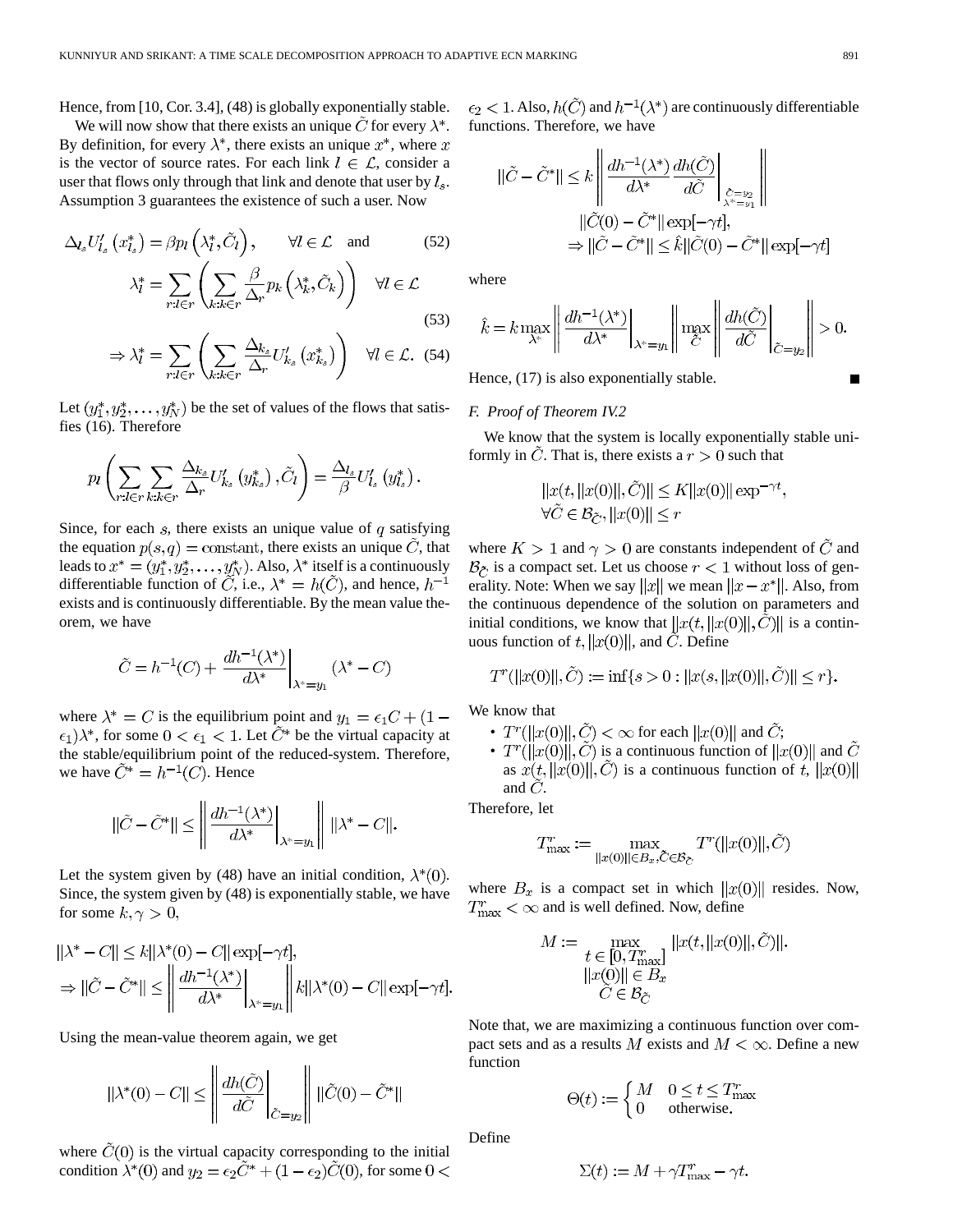Hence, from [10, Cor. 3.4], (48) is globally exponentially stable.

We will now show that there exists an unique $\tilde{C}$ for every $\lambda^*$. By definition, for every $\lambda^*$, there exists an unique $x^*$, where $x$ is the vector of source rates. For each link $l \in \mathcal{L}$, consider a user that flows only through that link and denote that user by $l_s$. Assumption 3 guarantees the existence of such a user. Now

$$\Delta_{l_s} U'_{l_s}\left(x^*_{l_s}\right) = \beta p_l\left(\lambda^*_l, \tilde{C}_l\right), \qquad \forall l \in \mathcal{L} \quad \text{and} \tag{52}$$

$$\lambda^*_l = \sum_{r:l\in r}\left(\sum_{k:k\in r}\frac{\beta}{\Delta_r}p_k\left(\lambda^*_k, \tilde{C}_k\right)\right) \quad \forall l \in \mathcal{L} \tag{53}$$

$$\Rightarrow \lambda^*_l = \sum_{r:l\in r}\left(\sum_{k:k\in r}\frac{\Delta_{k_s}}{\Delta_r}U'_{k_s}\left(x^*_{k_s}\right)\right) \quad \forall l \in \mathcal{L}. \tag{54}$$

Let $(y^*_1, y^*_2, \ldots, y^*_N)$ be the set of values of the flows that satisfies (16). Therefore

$$p_l\left(\sum_{r:l\in r}\sum_{k:k\in r}\frac{\Delta_{k_s}}{\Delta_r}U'_{k_s}\left(y^*_{k_s}\right), \tilde{C}_l\right) = \frac{\Delta_{l_s}}{\beta}U'_{l_s}\left(y^*_{l_s}\right).$$

Since, for each $s$, there exists an unique value of $q$ satisfying the equation $p(s,q) = \text{constant}$, there exists an unique $\tilde{C}$, that leads to $x^* = (y^*_1, y^*_2, \ldots, y^*_N)$. Also, $\lambda^*$ itself is a continuously differentiable function of $\tilde{C}$, i.e., $\lambda^* = h(\tilde{C})$, and hence, $h^{-1}$ exists and is continuously differentiable. By the mean value theorem, we have

$$\tilde{C} = h^{-1}(C) + \left.\frac{dh^{-1}(\lambda^*)}{d\lambda^*}\right|_{\lambda^*=y_1}(\lambda^* - C)$$

where $\lambda^* = C$ is the equilibrium point and $y_1 = \epsilon_1 C + (1-\epsilon_1)\lambda^*$, for some $0 < \epsilon_1 < 1$. Let $\tilde{C}^*$ be the virtual capacity at the stable/equilibrium point of the reduced-system. Therefore, we have $\tilde{C}^* = h^{-1}(C)$. Hence

$$\|\tilde{C} - \tilde{C}^*\| \le \left\|\left.\frac{dh^{-1}(\lambda^*)}{d\lambda^*}\right|_{\lambda^*=y_1}\right\| \|\lambda^* - C\|.$$

Let the system given by (48) have an initial condition, $\lambda^*(0)$. Since, the system given by (48) is exponentially stable, we have for some $k, \gamma > 0$,

$$\|\lambda^* - C\| \le k\|\lambda^*(0) - C\|\exp[-\gamma t],$$
$$\Rightarrow \|\tilde{C} - \tilde{C}^*\| \le \left\|\left.\frac{dh^{-1}(\lambda^*)}{d\lambda^*}\right|_{\lambda^*=y_1}\right\| k\|\lambda^*(0) - C\|\exp[-\gamma t].$$

Using the mean-value theorem again, we get

$$\|\lambda^*(0) - C\| \le \left\|\left.\frac{dh(\tilde{C})}{d\tilde{C}}\right|_{\tilde{C}=y_2}\right\| \|\tilde{C}(0) - \tilde{C}^*\|$$

where $\tilde{C}(0)$ is the virtual capacity corresponding to the initial condition $\lambda^*(0)$ and $y_2 = \epsilon_2\tilde{C}^* + (1-\epsilon_2)\tilde{C}(0)$, for some $0 < \epsilon_2 < 1$. Also, $h(\tilde{C})$ and $h^{-1}(\lambda^*)$ are continuously differentiable functions. Therefore, we have

$$\|\tilde{C} - \tilde{C}^*\| \le k\left\|\left.\frac{dh^{-1}(\lambda^*)}{d\lambda^*}\frac{dh(\tilde{C})}{d\tilde{C}}\right|_{\substack{\tilde{C}=y_2\\ \lambda^*=y_1}}\right\| \|\tilde{C}(0) - \tilde{C}^*\|\exp[-\gamma t],$$
$$\Rightarrow \|\tilde{C} - \tilde{C}^*\| \le \hat{k}\|\tilde{C}(0) - \tilde{C}^*\|\exp[-\gamma t]$$

where

$$\hat{k} = k\max_{\lambda^*}\left\|\left.\frac{dh^{-1}(\lambda^*)}{d\lambda^*}\right|_{\lambda^*=y_1}\right\| \left\|\max_{\tilde{C}}\left\|\left.\frac{dh(\tilde{C})}{d\tilde{C}}\right|_{\tilde{C}=y_2}\right\|\right\| > 0.$$

Hence, (17) is also exponentially stable. ■

### F. Proof of Theorem IV.2

We know that the system is locally exponentially stable uniformly in $\tilde{C}$. That is, there exists a $r > 0$ such that

$$\|x(t, \|x(0)\|, \tilde{C})\| \le K\|x(0)\|\exp^{-\gamma t},$$
$$\forall \tilde{C} \in \mathcal{B}_{\tilde{C}}, \|x(0)\| \le r$$

where $K > 1$ and $\gamma > 0$ are constants independent of $\tilde{C}$ and $\mathcal{B}_{\tilde{C}}$ is a compact set. Let us choose $r < 1$ without loss of generality. Note: When we say $\|x\|$ we mean $\|x - x^*\|$. Also, from the continuous dependence of the solution on parameters and initial conditions, we know that $\|x(t, \|x(0)\|, \tilde{C})\|$ is a continuous function of $t, \|x(0)\|$, and $\tilde{C}$. Define

$$T^r(\|x(0)\|, \tilde{C}) := \inf\{s > 0 : \|x(s, \|x(0)\|, \tilde{C})\| \le r\}.$$

We know that

- $T^r(\|x(0)\|, \tilde{C}) < \infty$ for each $\|x(0)\|$ and $\tilde{C}$;
- $T^r(\|x(0)\|, \tilde{C})$ is a continuous function of $\|x(0)\|$ and $\tilde{C}$ as $x(t, \|x(0)\|, \tilde{C})$ is a continuous function of $t$, $\|x(0)\|$ and $\tilde{C}$.

Therefore, let

$$T^r_{\max} := \max_{\|x(0)\|\in B_x, \tilde{C}\in\mathcal{B}_{\tilde{C}}} T^r(\|x(0)\|, \tilde{C})$$

where $B_x$ is a compact set in which $\|x(0)\|$ resides. Now, $T^r_{\max} < \infty$ and is well defined. Now, define

$$M := \max_{\substack{t\in[0, T^r_{\max}]\\ \|x(0)\|\in B_x\\ \tilde{C}\in\mathcal{B}_{\tilde{C}}}} \|x(t, \|x(0)\|, \tilde{C})\|.$$

Note that, we are maximizing a continuous function over compact sets and as a results $M$ exists and $M < \infty$. Define a new function

$$\Theta(t) := \begin{cases} M & 0 \le t \le T^r_{\max} \\ 0 & \text{otherwise.} \end{cases}$$

Define

$$\Sigma(t) := M + \gamma T^r_{\max} - \gamma t.$$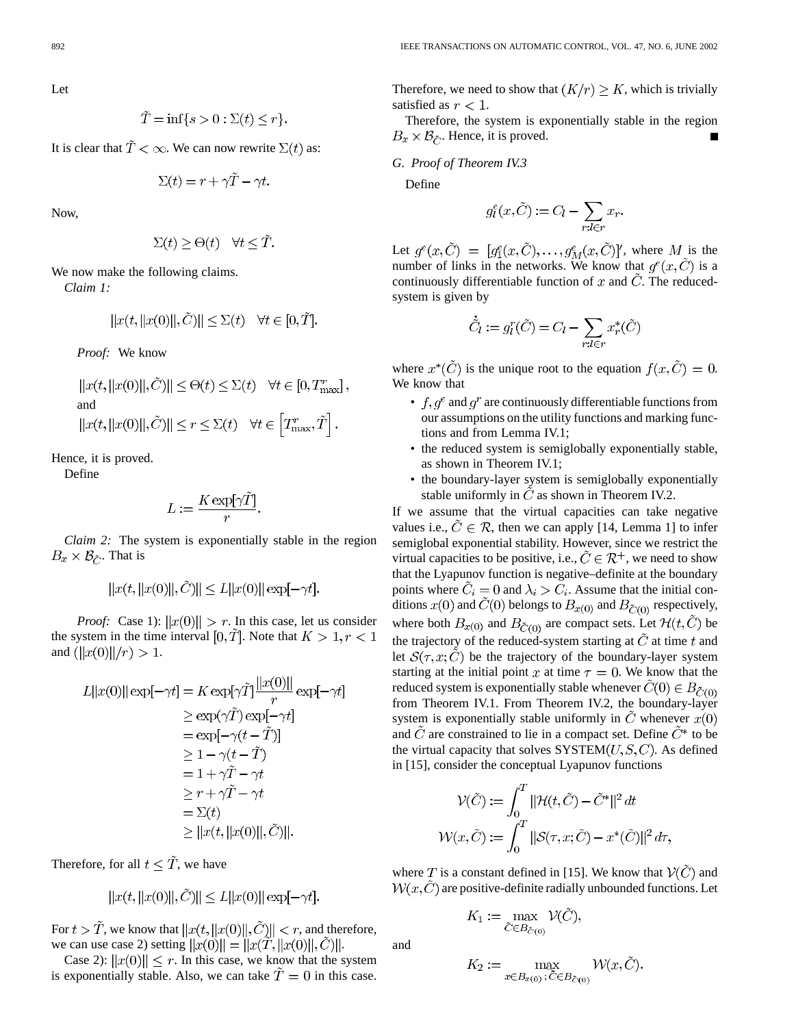Let

$$\tilde{T} = \inf\{s > 0 : \Sigma(t) \leq r\}.$$

It is clear that $\tilde{T} < \infty$. We can now rewrite $\Sigma(t)$ as:

$$\Sigma(t) = r + \gamma\tilde{T} - \gamma t.$$

Now,

$$\Sigma(t) \geq \Theta(t) \quad \forall t \leq \tilde{T}.$$

We now make the following claims.

*Claim 1:*

$$\|x(t, \|x(0)\|, \tilde{C})\| \leq \Sigma(t) \quad \forall t \in [0, \tilde{T}].$$

*Proof:* We know

$$\|x(t, \|x(0)\|, \tilde{C})\| \leq \Theta(t) \leq \Sigma(t) \quad \forall t \in [0, T^r_{\max}],$$

and

$$\|x(t, \|x(0)\|, \tilde{C})\| \leq r \leq \Sigma(t) \quad \forall t \in \left[T^r_{\max}, \tilde{T}\right].$$

Hence, it is proved.

Define

$$L := \frac{K \exp[\gamma\tilde{T}]}{r}.$$

*Claim 2:* The system is exponentially stable in the region $B_x \times \mathcal{B}_{\tilde{C}}$. That is

$$\|x(t, \|x(0)\|, \tilde{C})\| \leq L\|x(0)\| \exp[-\gamma t].$$

*Proof:* Case 1): $\|x(0)\| > r$. In this case, let us consider the system in the time interval $[0, \tilde{T}]$. Note that $K > 1, r < 1$ and $(\|x(0)\|/r) > 1$.

$$\begin{aligned}
L\|x(0)\| \exp[-\gamma t] &= K \exp[\gamma\tilde{T}] \frac{\|x(0)\|}{r} \exp[-\gamma t] \\
&\geq \exp(\gamma\tilde{T}) \exp[-\gamma t] \\
&= \exp[-\gamma(t - \tilde{T})] \\
&\geq 1 - \gamma(t - \tilde{T}) \\
&= 1 + \gamma\tilde{T} - \gamma t \\
&\geq r + \gamma\tilde{T} - \gamma t \\
&= \Sigma(t) \\
&\geq \|x(t, \|x(0)\|, \tilde{C})\|.
\end{aligned}$$

Therefore, for all $t \leq \tilde{T}$, we have

$$\|x(t, \|x(0)\|, \tilde{C})\| \leq L\|x(0)\| \exp[-\gamma t].$$

For $t > \tilde{T}$, we know that $\|x(t, \|x(0)\|, \tilde{C})\| < r$, and therefore, we can use case 2) setting $\|x(0)\| = \|x(\tilde{T}, \|x(0)\|, \tilde{C})\|$.

Case 2): $\|x(0)\| \leq r$. In this case, we know that the system is exponentially stable. Also, we can take $\tilde{T} = 0$ in this case. Therefore, we need to show that $(K/r) \geq K$, which is trivially satisfied as $r < 1$.

Therefore, the system is exponentially stable in the region $B_x \times \mathcal{B}_{\tilde{C}}$. Hence, it is proved. ∎

### G. Proof of Theorem IV.3

Define

$$g^e_l(x, \tilde{C}) := C_l - \sum_{r:l \in r} x_r.$$

Let $g^e(x, \tilde{C}) = [g^e_1(x, \tilde{C}), \ldots, g^e_M(x, \tilde{C})]'$, where $M$ is the number of links in the networks. We know that $g^e(x, \tilde{C})$ is a continuously differentiable function of $x$ and $\tilde{C}$. The reduced-system is given by

$$\dot{\tilde{C}}_l := g^r_l(\tilde{C}) = C_l - \sum_{r:l \in r} x^*_r(\tilde{C})$$

where $x^*(\tilde{C})$ is the unique root to the equation $f(x, \tilde{C}) = 0$. We know that

- $f, g^e$ and $g^r$ are continuously differentiable functions from our assumptions on the utility functions and marking functions and from Lemma IV.1;
- the reduced system is semiglobally exponentially stable, as shown in Theorem IV.1;
- the boundary-layer system is semiglobally exponentially stable uniformly in $\tilde{C}$ as shown in Theorem IV.2.

If we assume that the virtual capacities can take negative values i.e., $\tilde{C} \in \mathcal{R}$, then we can apply [14, Lemma 1] to infer semiglobal exponential stability. However, since we restrict the virtual capacities to be positive, i.e., $\tilde{C} \in \mathcal{R}^+$, we need to show that the Lyapunov function is negative–definite at the boundary points where $\tilde{C}_i = 0$ and $\lambda_i > C_i$. Assume that the initial conditions $x(0)$ and $\tilde{C}(0)$ belongs to $B_{x(0)}$ and $B_{\tilde{C}(0)}$ respectively, where both $B_{x(0)}$ and $B_{\tilde{C}(0)}$ are compact sets. Let $\mathcal{H}(t, \tilde{C})$ be the trajectory of the reduced-system starting at $\tilde{C}$ at time $t$ and let $\mathcal{S}(\tau, x; \tilde{C})$ be the trajectory of the boundary-layer system starting at the initial point $x$ at time $\tau = 0$. We know that the reduced system is exponentially stable whenever $\tilde{C}(0) \in B_{\tilde{C}(0)}$ from Theorem IV.1. From Theorem IV.2, the boundary-layer system is exponentially stable uniformly in $\tilde{C}$ whenever $x(0)$ and $\tilde{C}$ are constrained to lie in a compact set. Define $\tilde{C}^*$ to be the virtual capacity that solves SYSTEM$(U, S, C)$. As defined in [15], consider the conceptual Lyapunov functions

$$\mathcal{V}(\tilde{C}) := \int_0^T \|\mathcal{H}(t, \tilde{C}) - \tilde{C}^*\|^2 \, dt$$

$$\mathcal{W}(x, \tilde{C}) := \int_0^T \|\mathcal{S}(\tau, x; \tilde{C}) - x^*(\tilde{C})\|^2 \, d\tau,$$

where $T$ is a constant defined in [15]. We know that $\mathcal{V}(\tilde{C})$ and $\mathcal{W}(x, \tilde{C})$ are positive-definite radially unbounded functions. Let

$$K_1 := \max_{\tilde{C} \in B_{\tilde{C}(0)}} \mathcal{V}(\tilde{C}),$$

and

$$K_2 := \max_{x \in B_{x(0)}; \tilde{C} \in B_{\tilde{C}(0)}} \mathcal{W}(x, \tilde{C}).$$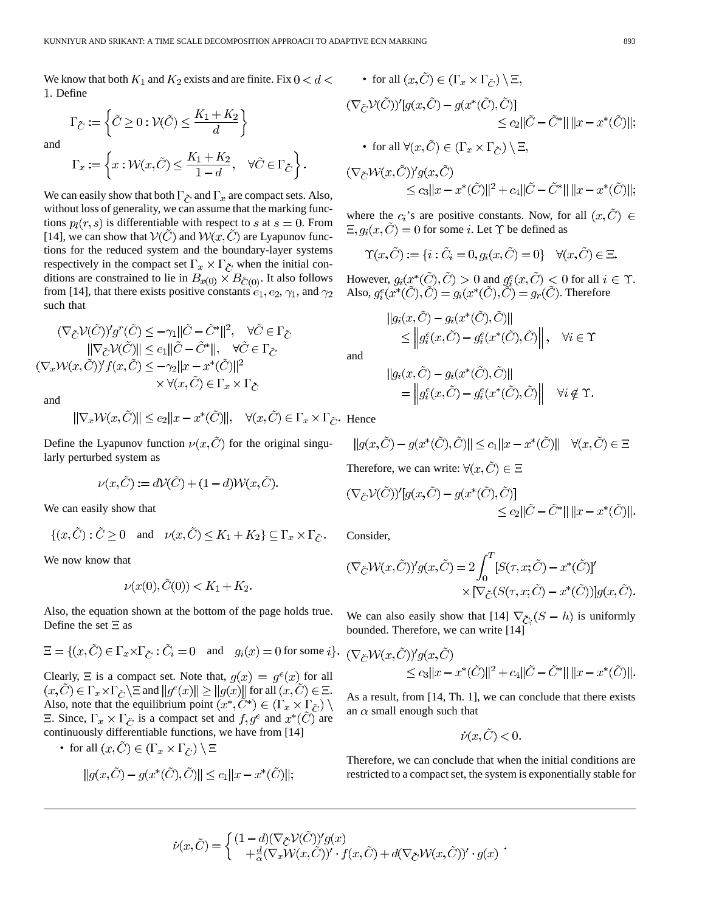We know that both $K_1$ and $K_2$ exists and are finite. Fix $0 < d < 1$. Define

$$\Gamma_{\tilde{C}} := \left\{ \tilde{C} \geq 0 : \mathcal{V}(\tilde{C}) \leq \frac{K_1 + K_2}{d} \right\}$$

and

$$\Gamma_x := \left\{ x : \mathcal{W}(x, \tilde{C}) \leq \frac{K_1 + K_2}{1-d}, \quad \forall \tilde{C} \in \Gamma_{\tilde{C}} \right\}.$$

We can easily show that both $\Gamma_{\tilde{C}}$ and $\Gamma_x$ are compact sets. Also, without loss of generality, we can assume that the marking functions $p_l(r, s)$ is differentiable with respect to $s$ at $s = 0$. From [14], we can show that $\mathcal{V}(\tilde{C})$ and $\mathcal{W}(x, \tilde{C})$ are Lyapunov functions for the reduced system and the boundary-layer systems respectively in the compact set $\Gamma_x \times \Gamma_{\tilde{C}}$ when the initial conditions are constrained to lie in $B_{x(0)} \times B_{\tilde{C}(0)}$. It also follows from [14], that there exists positive constants $e_1$, $e_2$, $\gamma_1$, and $\gamma_2$ such that

$$(\nabla_{\tilde{C}} \mathcal{V}(\tilde{C}))' g^r(\tilde{C}) \leq -\gamma_1 \|\tilde{C} - \tilde{C}^*\|^2, \quad \forall \tilde{C} \in \Gamma_{\tilde{C}}$$

$$\|\nabla_{\tilde{C}} \mathcal{V}(\tilde{C})\| \leq e_1 \|\tilde{C} - \tilde{C}^*\|, \quad \forall \tilde{C} \in \Gamma_{\tilde{C}}$$

$$(\nabla_x \mathcal{W}(x, \tilde{C}))' f(x, \tilde{C}) \leq -\gamma_2 \|x - x^*(\tilde{C})\|^2 \times \forall (x, \tilde{C}) \in \Gamma_x \times \Gamma_{\tilde{C}}$$

and

$$\|\nabla_x \mathcal{W}(x, \tilde{C})\| \leq e_2 \|x - x^*(\tilde{C})\|, \quad \forall (x, \tilde{C}) \in \Gamma_x \times \Gamma_{\tilde{C}}.$$

Define the Lyapunov function $\nu(x, \tilde{C})$ for the original singularly perturbed system as

$$\nu(x, \tilde{C}) := d\mathcal{V}(\tilde{C}) + (1-d)\mathcal{W}(x, \tilde{C}).$$

We can easily show that

$$\{(x, \tilde{C}) : \tilde{C} \geq 0 \quad \text{and} \quad \nu(x, \tilde{C}) \leq K_1 + K_2\} \subseteq \Gamma_x \times \Gamma_{\tilde{C}}.$$

We now know that

$$\nu(x(0), \tilde{C}(0)) < K_1 + K_2.$$

Also, the equation shown at the bottom of the page holds true. Define the set $\Xi$ as

$$\Xi = \{(x, \tilde{C}) \in \Gamma_x \times \Gamma_{\tilde{C}} : \tilde{C}_i = 0 \quad \text{and} \quad g_i(x) = 0 \text{ for some } i\}.$$

Clearly, $\Xi$ is a compact set. Note that, $g(x) = g^e(x)$ for all $(x, \tilde{C}) \in \Gamma_x \times \Gamma_{\tilde{C}} \backslash \Xi$ and $\|g^e(x)\| \geq \|g(x)\|$ for all $(x, \tilde{C}) \in \Xi$. Also, note that the equilibrium point $(x^*, \tilde{C}^*) \in (\Gamma_x \times \Gamma_{\tilde{C}}) \backslash \Xi$. Since, $\Gamma_x \times \Gamma_{\tilde{C}}$ is a compact set and $f, g^e$ and $x^*(\tilde{C})$ are continuously differentiable functions, we have from [14]

- for all $(x, \tilde{C}) \in (\Gamma_x \times \Gamma_{\tilde{C}}) \backslash \Xi$

$$\|g(x, \tilde{C}) - g(x^*(\tilde{C}), \tilde{C})\| \leq c_1 \|x - x^*(\tilde{C})\|;$$

- for all $(x, \tilde{C}) \in (\Gamma_x \times \Gamma_{\tilde{C}}) \backslash \Xi$,

$$(\nabla_{\tilde{C}} \mathcal{V}(\tilde{C}))' [g(x, \tilde{C}) - g(x^*(\tilde{C}), \tilde{C})] \leq c_2 \|\tilde{C} - \tilde{C}^*\| \, \|x - x^*(\tilde{C})\|;$$

- for all $\forall (x, \tilde{C}) \in (\Gamma_x \times \Gamma_{\tilde{C}}) \backslash \Xi$,

$$(\nabla_{\tilde{C}} \mathcal{W}(x, \tilde{C}))' g(x, \tilde{C}) \leq c_3 \|x - x^*(\tilde{C})\|^2 + c_4 \|\tilde{C} - \tilde{C}^*\| \, \|x - x^*(\tilde{C})\|;$$

where the $c_i$'s are positive constants. Now, for all $(x, \tilde{C}) \in \Xi, g_i(x, \tilde{C}) = 0$ for some $i$. Let $\Upsilon$ be defined as

$$\Upsilon(x, \tilde{C}) := \{i : \tilde{C}_i = 0, g_i(x, \tilde{C}) = 0\} \quad \forall (x, \tilde{C}) \in \Xi.$$

However, $g_i(x^*(\tilde{C}), \tilde{C}) > 0$ and $g_i^e(x, \tilde{C}) < 0$ for all $i \in \Upsilon$. Also, $g_i^e(x^*(\tilde{C}), \tilde{C}) = g_i(x^*(\tilde{C}), \tilde{C}) = g_r(\tilde{C})$. Therefore

$$\|g_i(x, \tilde{C}) - g_i(x^*(\tilde{C}), \tilde{C})\| \leq \left\| g_i^e(x, \tilde{C}) - g_i^e(x^*(\tilde{C}), \tilde{C}) \right\|, \quad \forall i \in \Upsilon$$

and

$$\|g_i(x, \tilde{C}) - g_i(x^*(\tilde{C}), \tilde{C})\| = \left\| g_i^e(x, \tilde{C}) - g_i^e(x^*(\tilde{C}), \tilde{C}) \right\| \quad \forall i \notin \Upsilon.$$

Hence

$$\|g(x, \tilde{C}) - g(x^*(\tilde{C}), \tilde{C})\| \leq c_1 \|x - x^*(\tilde{C})\| \quad \forall (x, \tilde{C}) \in \Xi$$

Therefore, we can write: $\forall (x, \tilde{C}) \in \Xi$

$$(\nabla_{\tilde{C}} \mathcal{V}(\tilde{C}))' [g(x, \tilde{C}) - g(x^*(\tilde{C}), \tilde{C})] \leq c_2 \|\tilde{C} - \tilde{C}^*\| \, \|x - x^*(\tilde{C})\|.$$

Consider,

$$(\nabla_{\tilde{C}} \mathcal{W}(x, \tilde{C}))' g(x, \tilde{C}) = 2 \int_0^T [S(\tau, x; \tilde{C}) - x^*(\tilde{C})]' \times [\nabla_{\tilde{C}} (S(\tau, x; \tilde{C}) - x^*(\tilde{C}))] g(x, \tilde{C}).$$

We can also easily show that [14] $\nabla_{\tilde{C}_i} (S - h)$ is uniformly bounded. Therefore, we can write [14]

$$(\nabla_{\tilde{C}} \mathcal{W}(x, \tilde{C}))' g(x, \tilde{C}) \leq c_3 \|x - x^*(\tilde{C})\|^2 + c_4 \|\tilde{C} - \tilde{C}^*\| \, \|x - x^*(\tilde{C})\|.$$

As a result, from [14, Th. 1], we can conclude that there exists an $\alpha$ small enough such that

$$\dot{\nu}(x, \tilde{C}) < 0.$$

Therefore, we can conclude that when the initial conditions are restricted to a compact set, the system is exponentially stable for

$$\dot{\nu}(x, \tilde{C}) = \begin{cases} (1-d)(\nabla_{\tilde{C}} \mathcal{V}(\tilde{C}))' g(x) \\ + \frac{d}{\alpha} (\nabla_x \mathcal{W}(x, \tilde{C}))' \cdot f(x, \tilde{C}) + d(\nabla_{\tilde{C}} \mathcal{W}(x, \tilde{C}))' \cdot g(x) \end{cases}.$$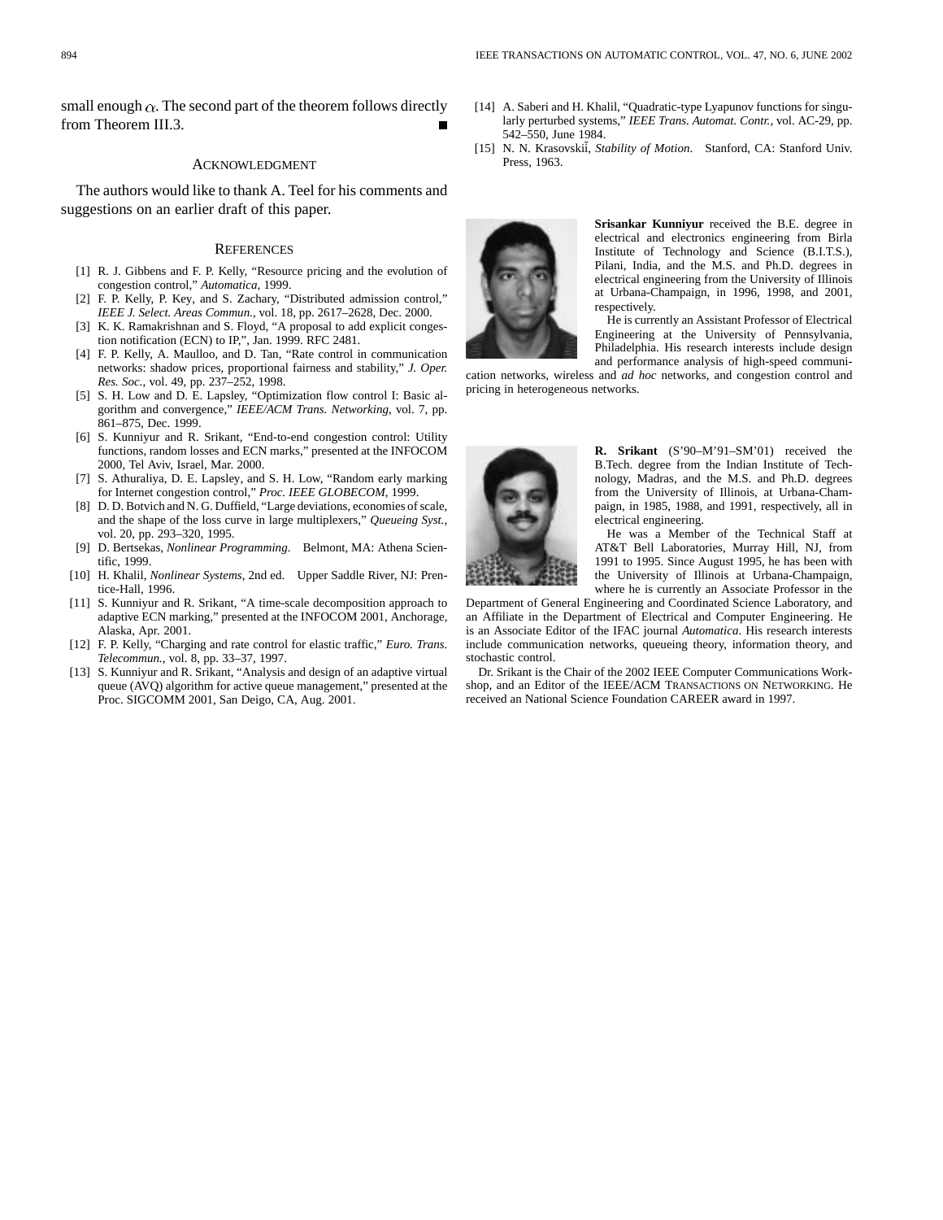small enough $\alpha$. The second part of the theorem follows directly from Theorem III.3. ∎

## ACKNOWLEDGMENT

The authors would like to thank A. Teel for his comments and suggestions on an earlier draft of this paper.

## REFERENCES

[1] R. J. Gibbens and F. P. Kelly, "Resource pricing and the evolution of congestion control," *Automatica*, 1999.

[2] F. P. Kelly, P. Key, and S. Zachary, "Distributed admission control," *IEEE J. Select. Areas Commun.*, vol. 18, pp. 2617–2628, Dec. 2000.

[3] K. K. Ramakrishnan and S. Floyd, "A proposal to add explicit congestion notification (ECN) to IP,", Jan. 1999. RFC 2481.

[4] F. P. Kelly, A. Maulloo, and D. Tan, "Rate control in communication networks: shadow prices, proportional fairness and stability," *J. Oper. Res. Soc.*, vol. 49, pp. 237–252, 1998.

[5] S. H. Low and D. E. Lapsley, "Optimization flow control I: Basic algorithm and convergence," *IEEE/ACM Trans. Networking*, vol. 7, pp. 861–875, Dec. 1999.

[6] S. Kunniyur and R. Srikant, "End-to-end congestion control: Utility functions, random losses and ECN marks," presented at the INFOCOM 2000, Tel Aviv, Israel, Mar. 2000.

[7] S. Athuraliya, D. E. Lapsley, and S. H. Low, "Random early marking for Internet congestion control," *Proc. IEEE GLOBECOM*, 1999.

[8] D. D. Botvich and N. G. Duffield, "Large deviations, economies of scale, and the shape of the loss curve in large multiplexers," *Queueing Syst.*, vol. 20, pp. 293–320, 1995.

[9] D. Bertsekas, *Nonlinear Programming*. Belmont, MA: Athena Scientific, 1999.

[10] H. Khalil, *Nonlinear Systems*, 2nd ed. Upper Saddle River, NJ: Prentice-Hall, 1996.

[11] S. Kunniyur and R. Srikant, "A time-scale decomposition approach to adaptive ECN marking," presented at the INFOCOM 2001, Anchorage, Alaska, Apr. 2001.

[12] F. P. Kelly, "Charging and rate control for elastic traffic," *Euro. Trans. Telecommun.*, vol. 8, pp. 33–37, 1997.

[13] S. Kunniyur and R. Srikant, "Analysis and design of an adaptive virtual queue (AVQ) algorithm for active queue management," presented at the Proc. SIGCOMM 2001, San Deigo, CA, Aug. 2001.

[14] A. Saberi and H. Khalil, "Quadratic-type Lyapunov functions for singularly perturbed systems," *IEEE Trans. Automat. Contr.*, vol. AC-29, pp. 542–550, June 1984.

[15] N. N. Krasovskiĭ, *Stability of Motion*. Stanford, CA: Stanford Univ. Press, 1963.

**Srisankar Kunniyur** received the B.E. degree in electrical and electronics engineering from Birla Institute of Technology and Science (B.I.T.S.), Pilani, India, and the M.S. and Ph.D. degrees in electrical engineering from the University of Illinois at Urbana-Champaign, in 1996, 1998, and 2001, respectively.

He is currently an Assistant Professor of Electrical Engineering at the University of Pennsylvania, Philadelphia. His research interests include design and performance analysis of high-speed communication networks, wireless and *ad hoc* networks, and congestion control and pricing in heterogeneous networks.

**R. Srikant** (S'90–M'91–SM'01) received the B.Tech. degree from the Indian Institute of Technology, Madras, and the M.S. and Ph.D. degrees from the University of Illinois, at Urbana-Champaign, in 1985, 1988, and 1991, respectively, all in electrical engineering.

He was a Member of the Technical Staff at AT&T Bell Laboratories, Murray Hill, NJ, from 1991 to 1995. Since August 1995, he has been with the University of Illinois at Urbana-Champaign, where he is currently an Associate Professor in the Department of General Engineering and Coordinated Science Laboratory, and an Affiliate in the Department of Electrical and Computer Engineering. He is an Associate Editor of the IFAC journal *Automatica*. His research interests include communication networks, queueing theory, information theory, and stochastic control.

Dr. Srikant is the Chair of the 2002 IEEE Computer Communications Workshop, and an Editor of the IEEE/ACM TRANSACTIONS ON NETWORKING. He received an National Science Foundation CAREER award in 1997.